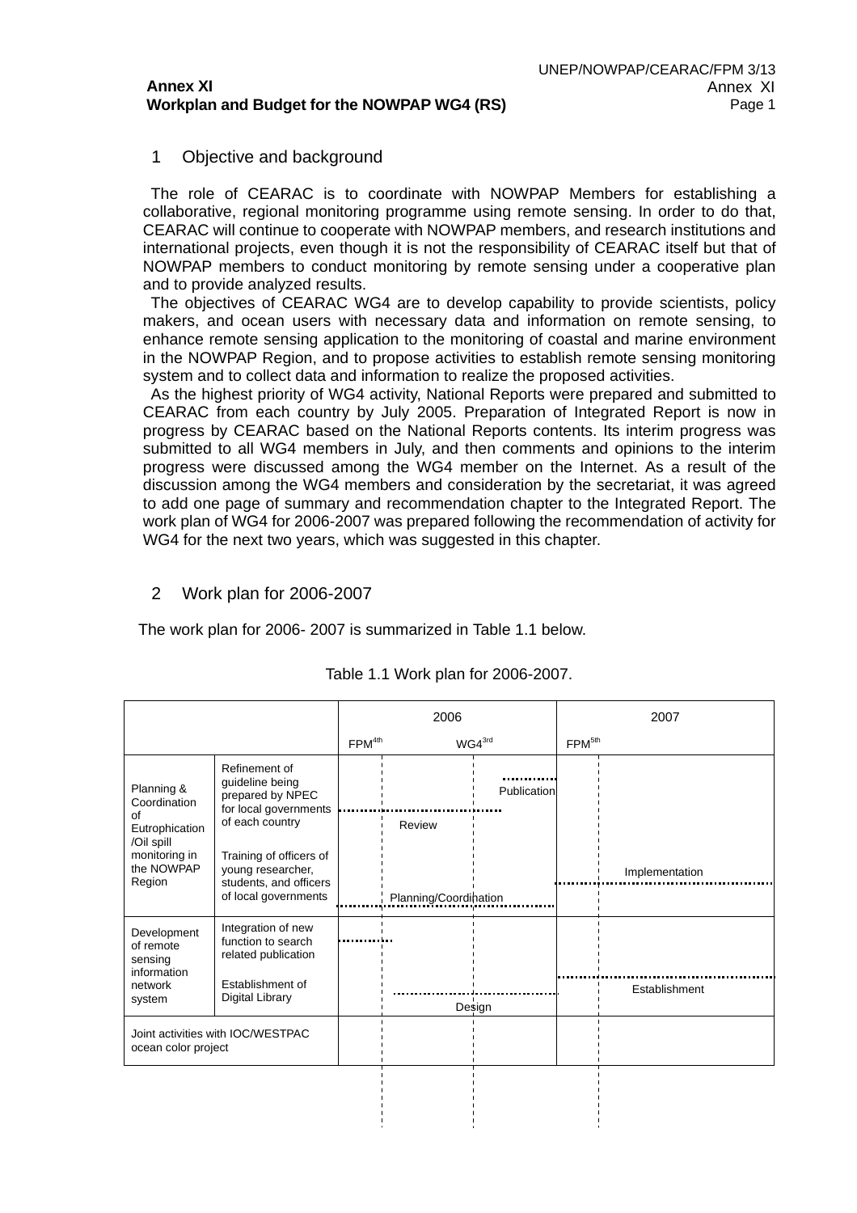**Annex XI**
**Workplan and Budget for the NOWPAP WG4 (RS)**

## 1 Objective and background

The role of CEARAC is to coordinate with NOWPAP Members for establishing a collaborative, regional monitoring programme using remote sensing. In order to do that, CEARAC will continue to cooperate with NOWPAP members, and research institutions and international projects, even though it is not the responsibility of CEARAC itself but that of NOWPAP members to conduct monitoring by remote sensing under a cooperative plan and to provide analyzed results.

The objectives of CEARAC WG4 are to develop capability to provide scientists, policy makers, and ocean users with necessary data and information on remote sensing, to enhance remote sensing application to the monitoring of coastal and marine environment in the NOWPAP Region, and to propose activities to establish remote sensing monitoring system and to collect data and information to realize the proposed activities.

As the highest priority of WG4 activity, National Reports were prepared and submitted to CEARAC from each country by July 2005. Preparation of Integrated Report is now in progress by CEARAC based on the National Reports contents. Its interim progress was submitted to all WG4 members in July, and then comments and opinions to the interim progress were discussed among the WG4 member on the Internet. As a result of the discussion among the WG4 members and consideration by the secretariat, it was agreed to add one page of summary and recommendation chapter to the Integrated Report. The work plan of WG4 for 2006-2007 was prepared following the recommendation of activity for WG4 for the next two years, which was suggested in this chapter.

## 2 Work plan for 2006-2007

The work plan for 2006- 2007 is summarized in Table 1.1 below.

Table 1.1 Work plan for 2006-2007.

| | | 2006 (FPM 4th, WG4 3rd) | 2007 (FPM 5th) |
|---|---|---|---|
| Planning & Coordination of Eutrophication /Oil spill monitoring in the NOWPAP Region | Refinement of guideline being prepared by NPEC for local governments of each country | Review; Publication | |
| | Training of officers of young researcher, students, and officers of local governments | Planning/Coordination | Implementation |
| Development of remote sensing information network system | Integration of new function to search related publication | (early 2006) | |
| | Establishment of Digital Library | Design | Establishment |
| Joint activities with IOC/WESTPAC ocean color project | | | |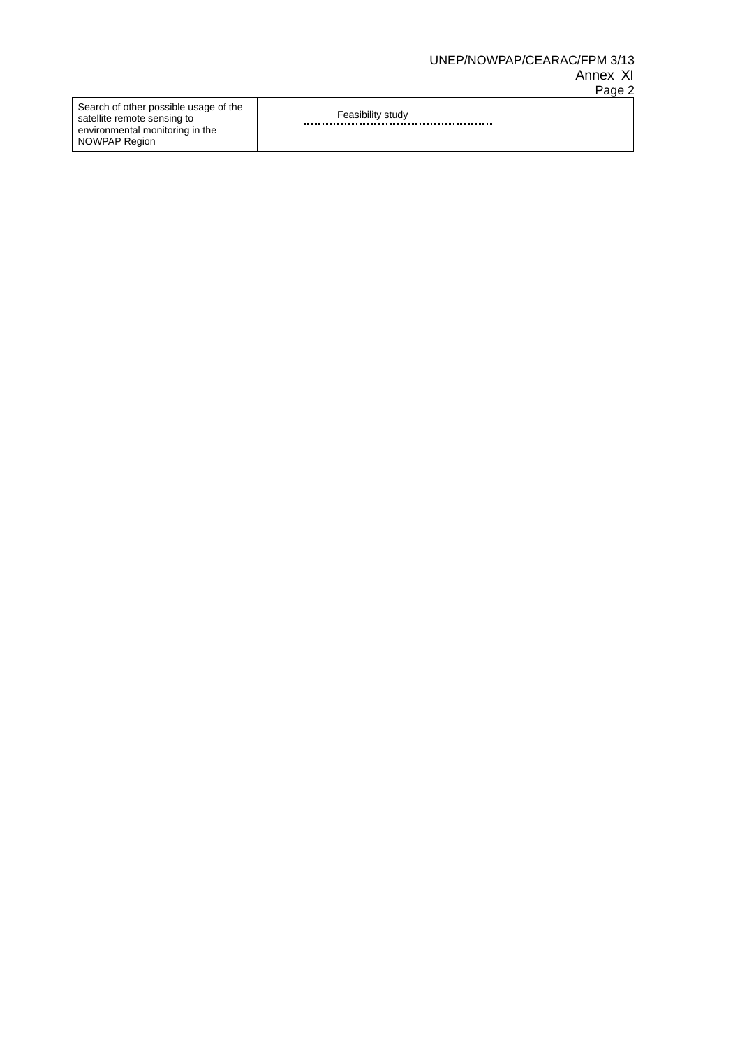| Search of other possible usage of the satellite remote sensing to environmental monitoring in the NOWPAP Region | Feasibility study | |
|---|---|---|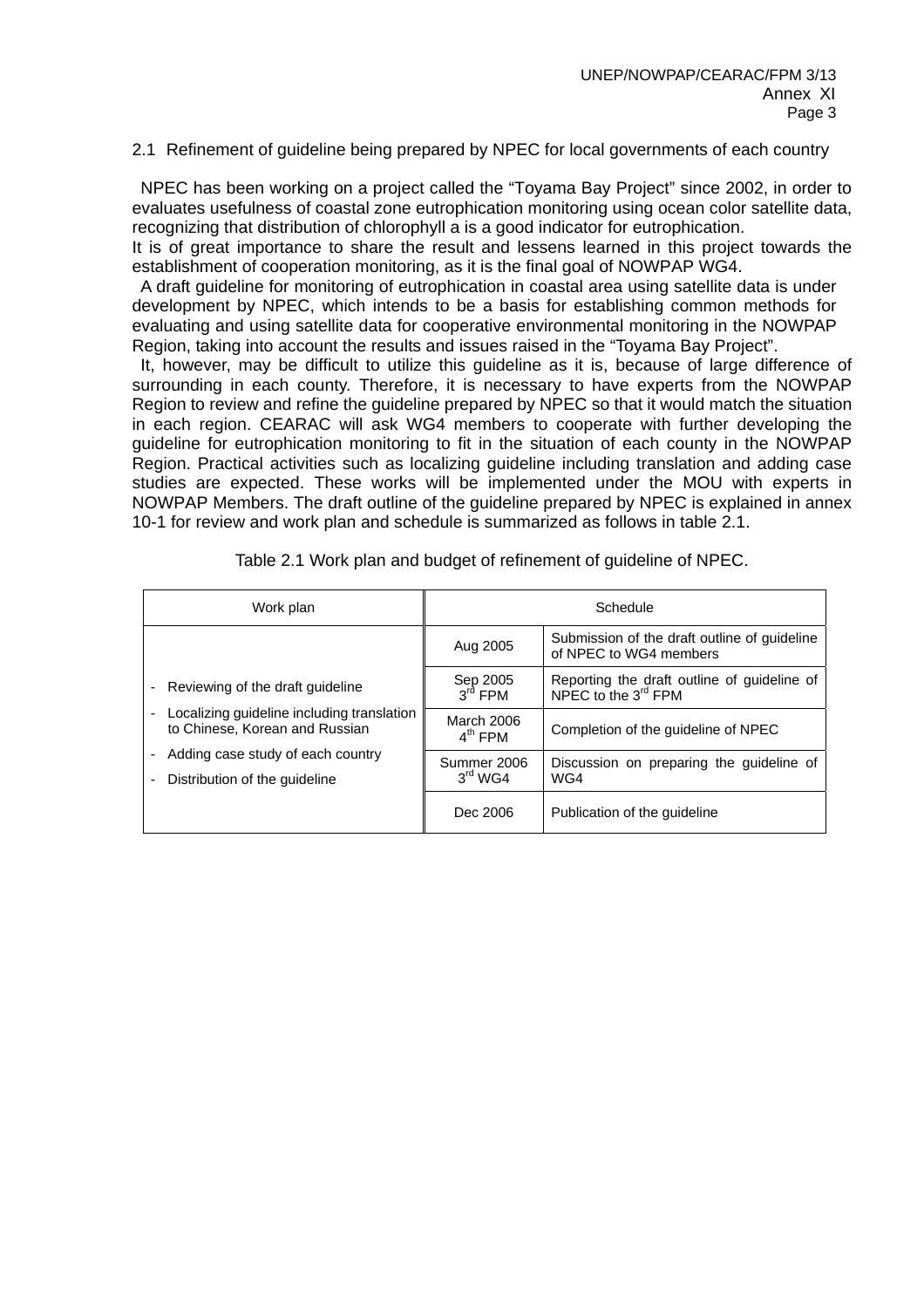## 2.1 Refinement of guideline being prepared by NPEC for local governments of each country

NPEC has been working on a project called the "Toyama Bay Project" since 2002, in order to evaluates usefulness of coastal zone eutrophication monitoring using ocean color satellite data, recognizing that distribution of chlorophyll a is a good indicator for eutrophication.

It is of great importance to share the result and lessens learned in this project towards the establishment of cooperation monitoring, as it is the final goal of NOWPAP WG4.

A draft guideline for monitoring of eutrophication in coastal area using satellite data is under development by NPEC, which intends to be a basis for establishing common methods for evaluating and using satellite data for cooperative environmental monitoring in the NOWPAP Region, taking into account the results and issues raised in the "Toyama Bay Project".

It, however, may be difficult to utilize this guideline as it is, because of large difference of surrounding in each county. Therefore, it is necessary to have experts from the NOWPAP Region to review and refine the guideline prepared by NPEC so that it would match the situation in each region. CEARAC will ask WG4 members to cooperate with further developing the guideline for eutrophication monitoring to fit in the situation of each county in the NOWPAP Region. Practical activities such as localizing guideline including translation and adding case studies are expected. These works will be implemented under the MOU with experts in NOWPAP Members. The draft outline of the guideline prepared by NPEC is explained in annex 10-1 for review and work plan and schedule is summarized as follows in table 2.1.

Table 2.1 Work plan and budget of refinement of guideline of NPEC.

| Work plan | Schedule | |
|---|---|---|
| - Reviewing of the draft guideline<br>- Localizing guideline including translation to Chinese, Korean and Russian<br>- Adding case study of each country<br>- Distribution of the guideline | Aug 2005 | Submission of the draft outline of guideline of NPEC to WG4 members |
| | Sep 2005<br>3rd FPM | Reporting the draft outline of guideline of NPEC to the 3rd FPM |
| | March 2006<br>4th FPM | Completion of the guideline of NPEC |
| | Summer 2006<br>3rd WG4 | Discussion on preparing the guideline of WG4 |
| | Dec 2006 | Publication of the guideline |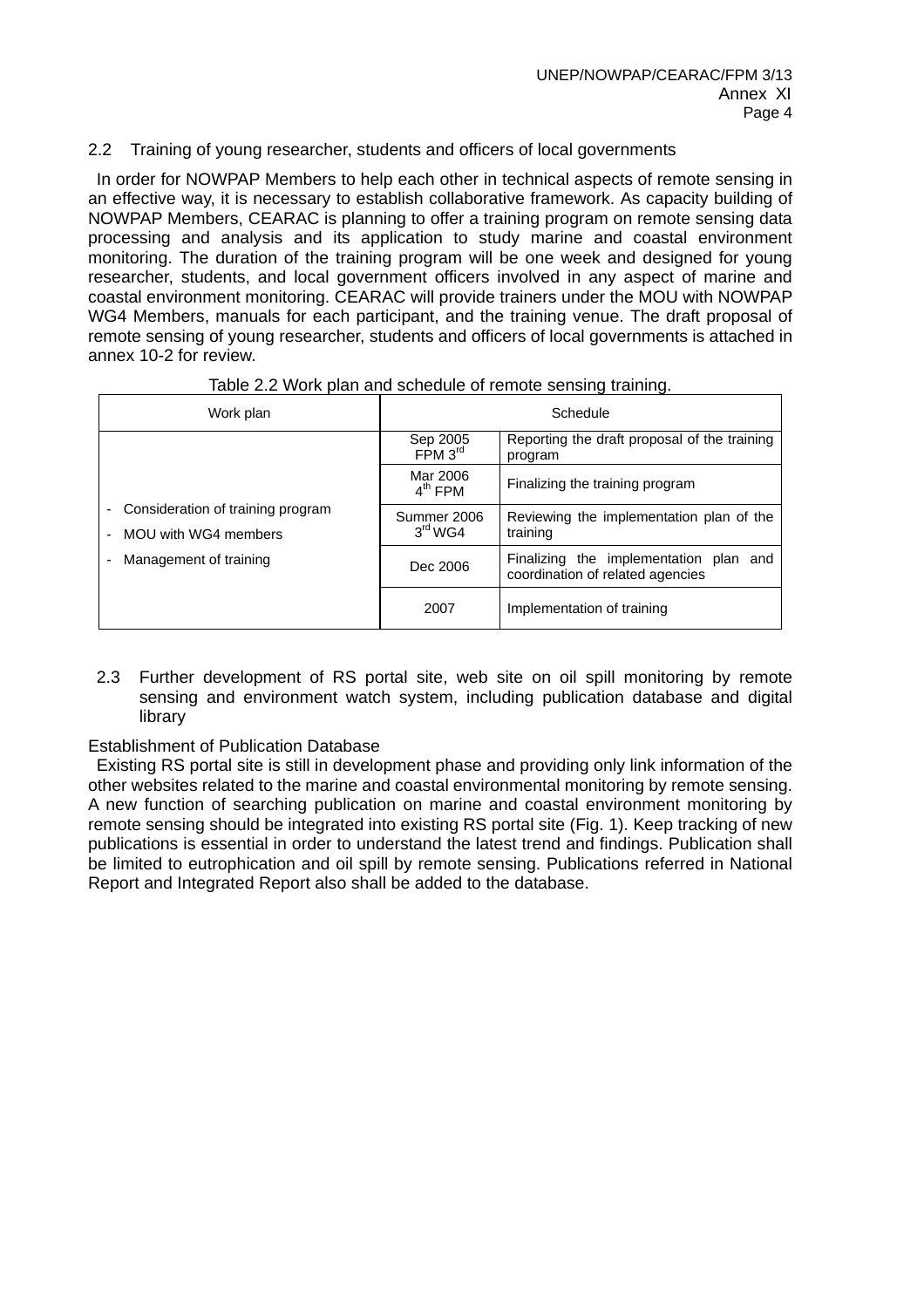### 2.2 Training of young researcher, students and officers of local governments

In order for NOWPAP Members to help each other in technical aspects of remote sensing in an effective way, it is necessary to establish collaborative framework. As capacity building of NOWPAP Members, CEARAC is planning to offer a training program on remote sensing data processing and analysis and its application to study marine and coastal environment monitoring. The duration of the training program will be one week and designed for young researcher, students, and local government officers involved in any aspect of marine and coastal environment monitoring. CEARAC will provide trainers under the MOU with NOWPAP WG4 Members, manuals for each participant, and the training venue. The draft proposal of remote sensing of young researcher, students and officers of local governments is attached in annex 10-2 for review.

Table 2.2 Work plan and schedule of remote sensing training.

| Work plan | Schedule | |
|---|---|---|
| - Consideration of training program<br>- MOU with WG4 members<br>- Management of training | Sep 2005 FPM 3rd | Reporting the draft proposal of the training program |
| | Mar 2006 4th FPM | Finalizing the training program |
| | Summer 2006 3rd WG4 | Reviewing the implementation plan of the training |
| | Dec 2006 | Finalizing the implementation plan and coordination of related agencies |
| | 2007 | Implementation of training |

### 2.3 Further development of RS portal site, web site on oil spill monitoring by remote sensing and environment watch system, including publication database and digital library

Establishment of Publication Database

Existing RS portal site is still in development phase and providing only link information of the other websites related to the marine and coastal environmental monitoring by remote sensing. A new function of searching publication on marine and coastal environment monitoring by remote sensing should be integrated into existing RS portal site (Fig. 1). Keep tracking of new publications is essential in order to understand the latest trend and findings. Publication shall be limited to eutrophication and oil spill by remote sensing. Publications referred in National Report and Integrated Report also shall be added to the database.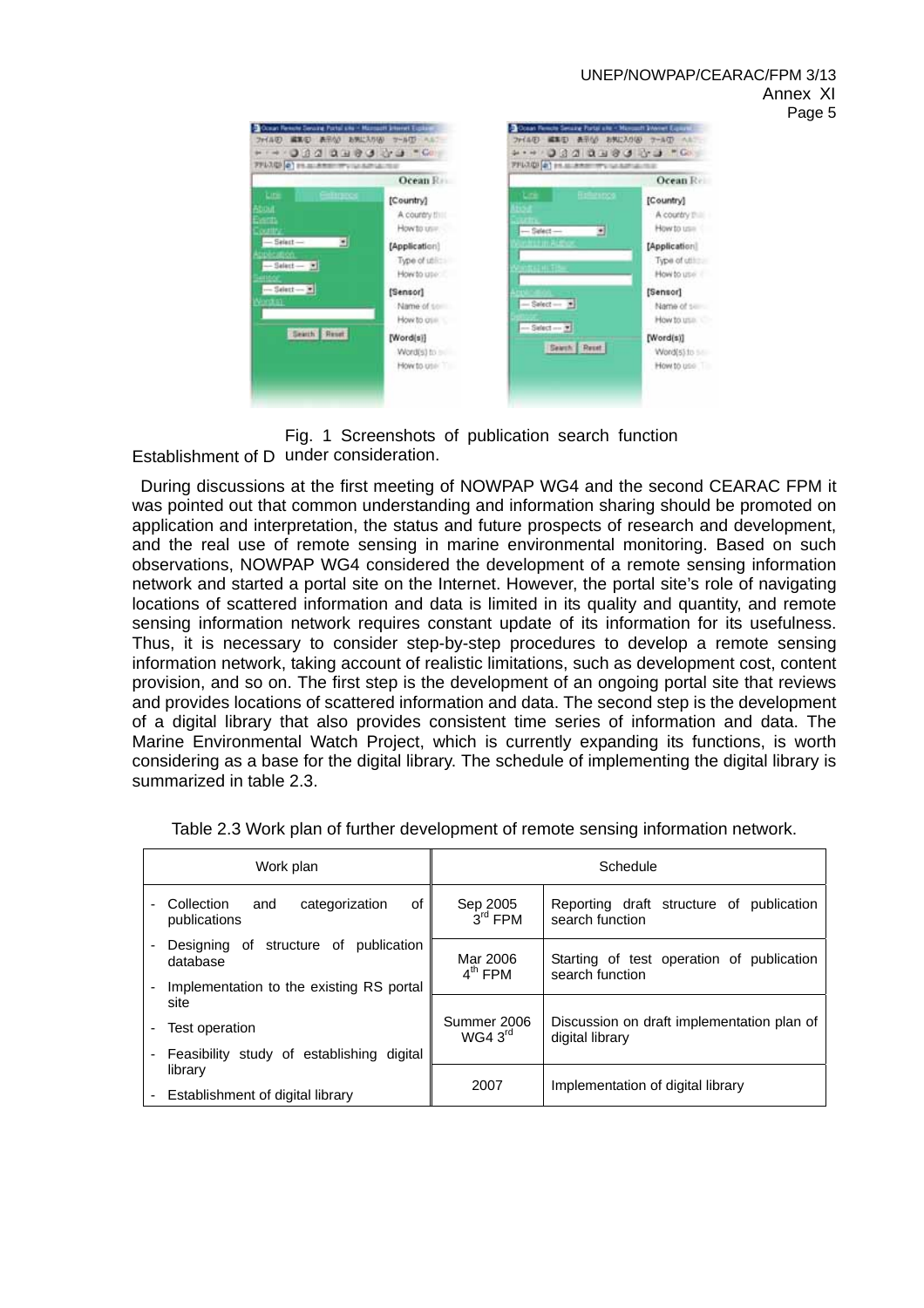Fig. 1 Screenshots of publication search function under consideration.

Establishment of D

During discussions at the first meeting of NOWPAP WG4 and the second CEARAC FPM it was pointed out that common understanding and information sharing should be promoted on application and interpretation, the status and future prospects of research and development, and the real use of remote sensing in marine environmental monitoring. Based on such observations, NOWPAP WG4 considered the development of a remote sensing information network and started a portal site on the Internet. However, the portal site's role of navigating locations of scattered information and data is limited in its quality and quantity, and remote sensing information network requires constant update of its information for its usefulness. Thus, it is necessary to consider step-by-step procedures to develop a remote sensing information network, taking account of realistic limitations, such as development cost, content provision, and so on. The first step is the development of an ongoing portal site that reviews and provides locations of scattered information and data. The second step is the development of a digital library that also provides consistent time series of information and data. The Marine Environmental Watch Project, which is currently expanding its functions, is worth considering as a base for the digital library. The schedule of implementing the digital library is summarized in table 2.3.

Table 2.3 Work plan of further development of remote sensing information network.

| Work plan | Schedule | |
|---|---|---|
| - Collection and categorization of publications<br>- Designing of structure of publication database<br>- Implementation to the existing RS portal site<br>- Test operation<br>- Feasibility study of establishing digital library<br>- Establishment of digital library | Sep 2005<br>3rd FPM | Reporting draft structure of publication search function |
| | Mar 2006<br>4th FPM | Starting of test operation of publication search function |
| | Summer 2006<br>WG4 3rd | Discussion on draft implementation plan of digital library |
| | 2007 | Implementation of digital library |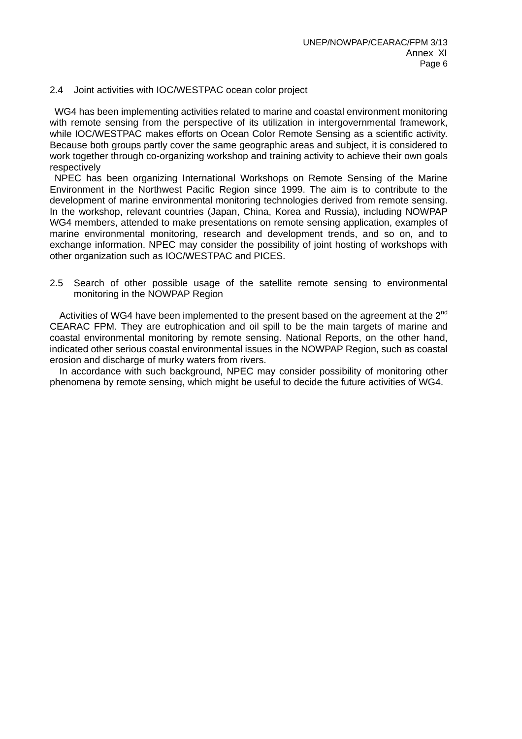### 2.4 Joint activities with IOC/WESTPAC ocean color project

WG4 has been implementing activities related to marine and coastal environment monitoring with remote sensing from the perspective of its utilization in intergovernmental framework, while IOC/WESTPAC makes efforts on Ocean Color Remote Sensing as a scientific activity. Because both groups partly cover the same geographic areas and subject, it is considered to work together through co-organizing workshop and training activity to achieve their own goals respectively

NPEC has been organizing International Workshops on Remote Sensing of the Marine Environment in the Northwest Pacific Region since 1999. The aim is to contribute to the development of marine environmental monitoring technologies derived from remote sensing. In the workshop, relevant countries (Japan, China, Korea and Russia), including NOWPAP WG4 members, attended to make presentations on remote sensing application, examples of marine environmental monitoring, research and development trends, and so on, and to exchange information. NPEC may consider the possibility of joint hosting of workshops with other organization such as IOC/WESTPAC and PICES.

### 2.5 Search of other possible usage of the satellite remote sensing to environmental monitoring in the NOWPAP Region

Activities of WG4 have been implemented to the present based on the agreement at the 2nd CEARAC FPM. They are eutrophication and oil spill to be the main targets of marine and coastal environmental monitoring by remote sensing. National Reports, on the other hand, indicated other serious coastal environmental issues in the NOWPAP Region, such as coastal erosion and discharge of murky waters from rivers.

In accordance with such background, NPEC may consider possibility of monitoring other phenomena by remote sensing, which might be useful to decide the future activities of WG4.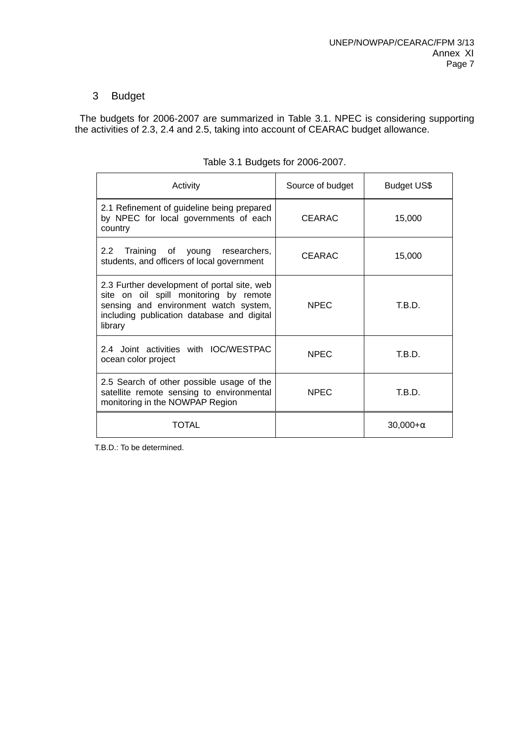## 3 Budget

The budgets for 2006-2007 are summarized in Table 3.1. NPEC is considering supporting the activities of 2.3, 2.4 and 2.5, taking into account of CEARAC budget allowance.

Table 3.1 Budgets for 2006-2007.

| Activity | Source of budget | Budget US$ |
|---|---|---|
| 2.1 Refinement of guideline being prepared by NPEC for local governments of each country | CEARAC | 15,000 |
| 2.2 Training of young researchers, students, and officers of local government | CEARAC | 15,000 |
| 2.3 Further development of portal site, web site on oil spill monitoring by remote sensing and environment watch system, including publication database and digital library | NPEC | T.B.D. |
| 2.4 Joint activities with IOC/WESTPAC ocean color project | NPEC | T.B.D. |
| 2.5 Search of other possible usage of the satellite remote sensing to environmental monitoring in the NOWPAP Region | NPEC | T.B.D. |
| TOTAL | | 30,000+α |

T.B.D.: To be determined.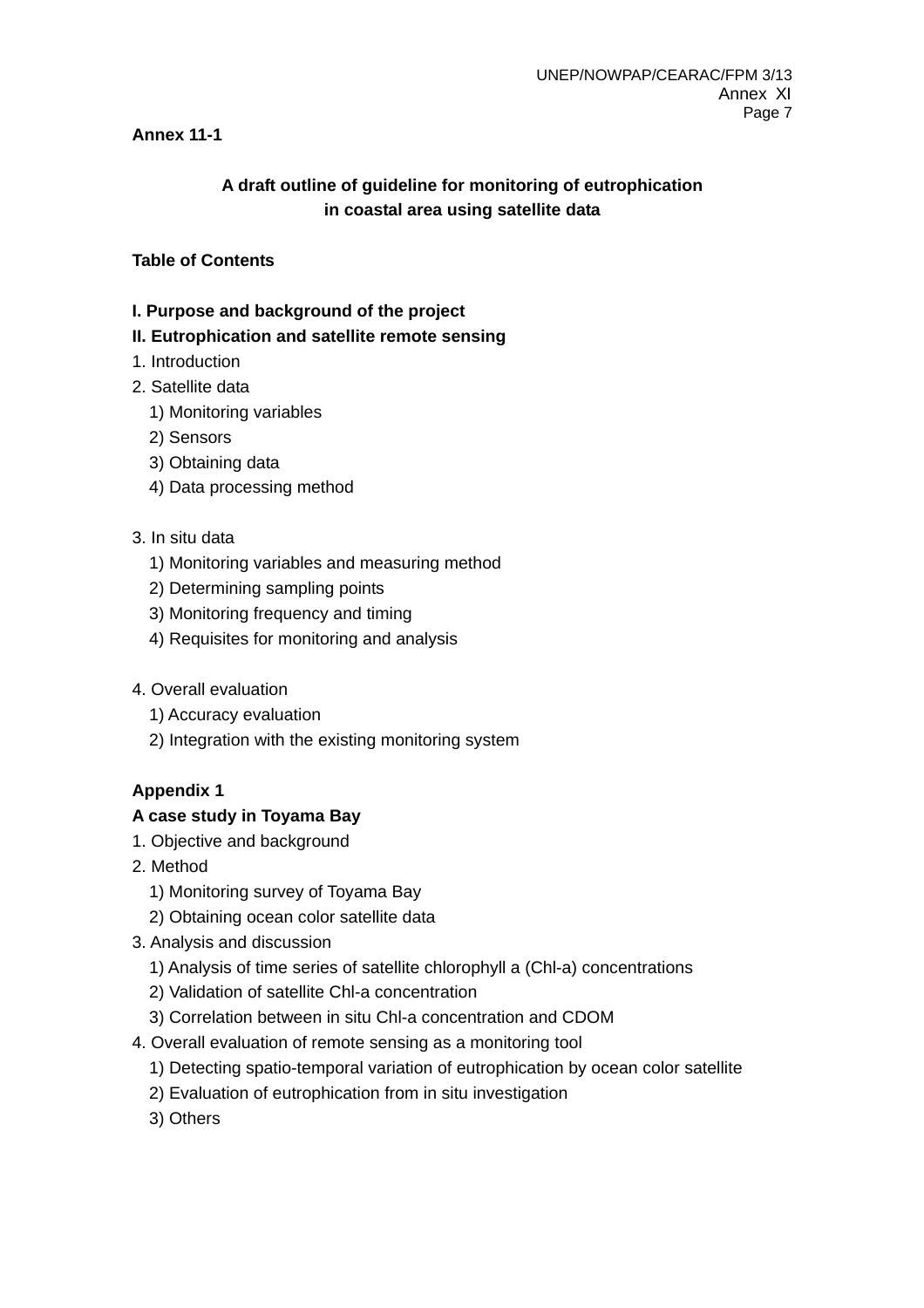**Annex 11-1**

## A draft outline of guideline for monitoring of eutrophication in coastal area using satellite data

**Table of Contents**

**I. Purpose and background of the project**

**II. Eutrophication and satellite remote sensing**

1. Introduction
2. Satellite data
   1) Monitoring variables
   2) Sensors
   3) Obtaining data
   4) Data processing method

3. In situ data
   1) Monitoring variables and measuring method
   2) Determining sampling points
   3) Monitoring frequency and timing
   4) Requisites for monitoring and analysis

4. Overall evaluation
   1) Accuracy evaluation
   2) Integration with the existing monitoring system

**Appendix 1**

**A case study in Toyama Bay**

1. Objective and background
2. Method
   1) Monitoring survey of Toyama Bay
   2) Obtaining ocean color satellite data
3. Analysis and discussion
   1) Analysis of time series of satellite chlorophyll a (Chl-a) concentrations
   2) Validation of satellite Chl-a concentration
   3) Correlation between in situ Chl-a concentration and CDOM
4. Overall evaluation of remote sensing as a monitoring tool
   1) Detecting spatio-temporal variation of eutrophication by ocean color satellite
   2) Evaluation of eutrophication from in situ investigation
   3) Others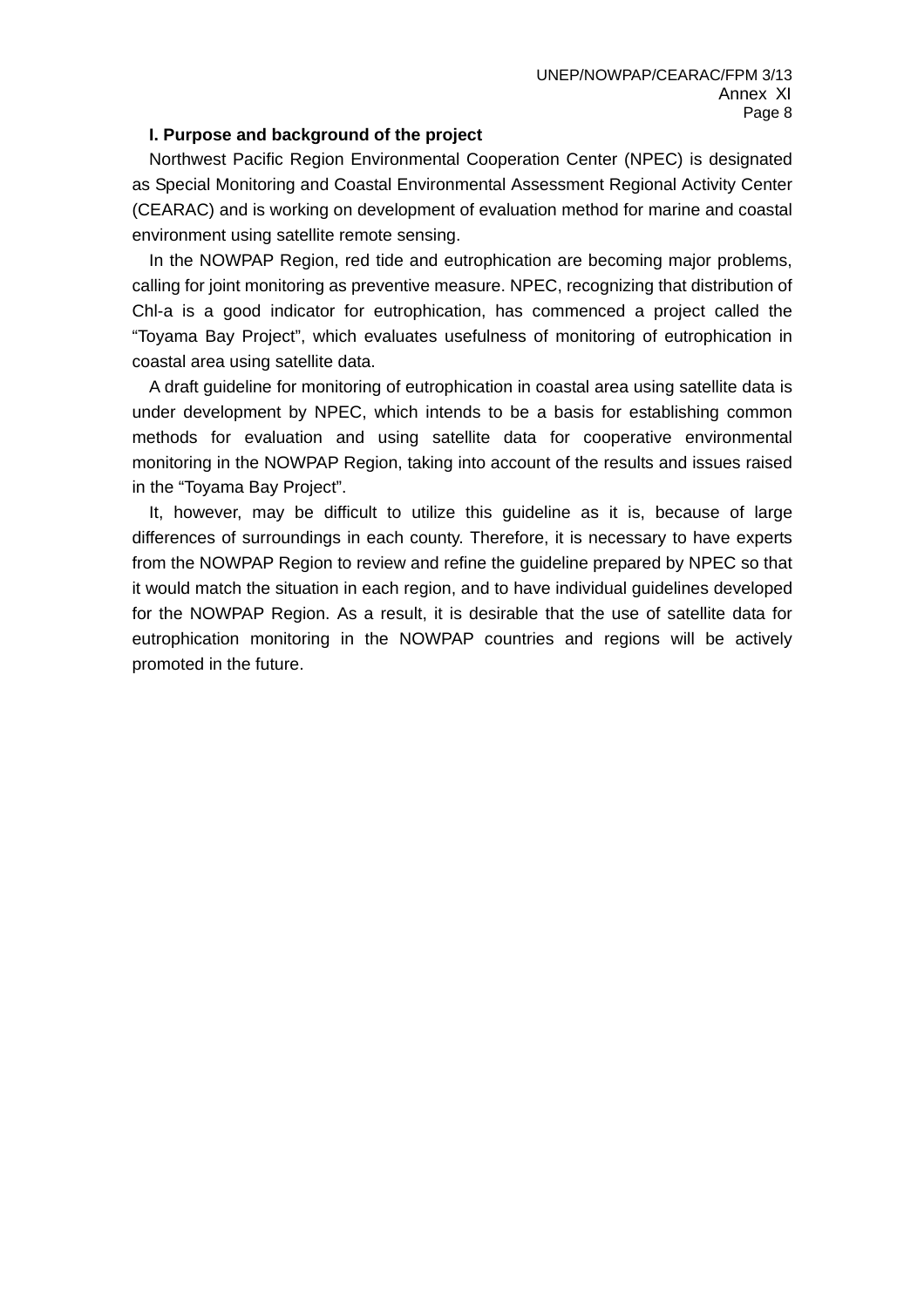**I. Purpose and background of the project**

Northwest Pacific Region Environmental Cooperation Center (NPEC) is designated as Special Monitoring and Coastal Environmental Assessment Regional Activity Center (CEARAC) and is working on development of evaluation method for marine and coastal environment using satellite remote sensing.

In the NOWPAP Region, red tide and eutrophication are becoming major problems, calling for joint monitoring as preventive measure. NPEC, recognizing that distribution of Chl-a is a good indicator for eutrophication, has commenced a project called the "Toyama Bay Project", which evaluates usefulness of monitoring of eutrophication in coastal area using satellite data.

A draft guideline for monitoring of eutrophication in coastal area using satellite data is under development by NPEC, which intends to be a basis for establishing common methods for evaluation and using satellite data for cooperative environmental monitoring in the NOWPAP Region, taking into account of the results and issues raised in the "Toyama Bay Project".

It, however, may be difficult to utilize this guideline as it is, because of large differences of surroundings in each county. Therefore, it is necessary to have experts from the NOWPAP Region to review and refine the guideline prepared by NPEC so that it would match the situation in each region, and to have individual guidelines developed for the NOWPAP Region. As a result, it is desirable that the use of satellite data for eutrophication monitoring in the NOWPAP countries and regions will be actively promoted in the future.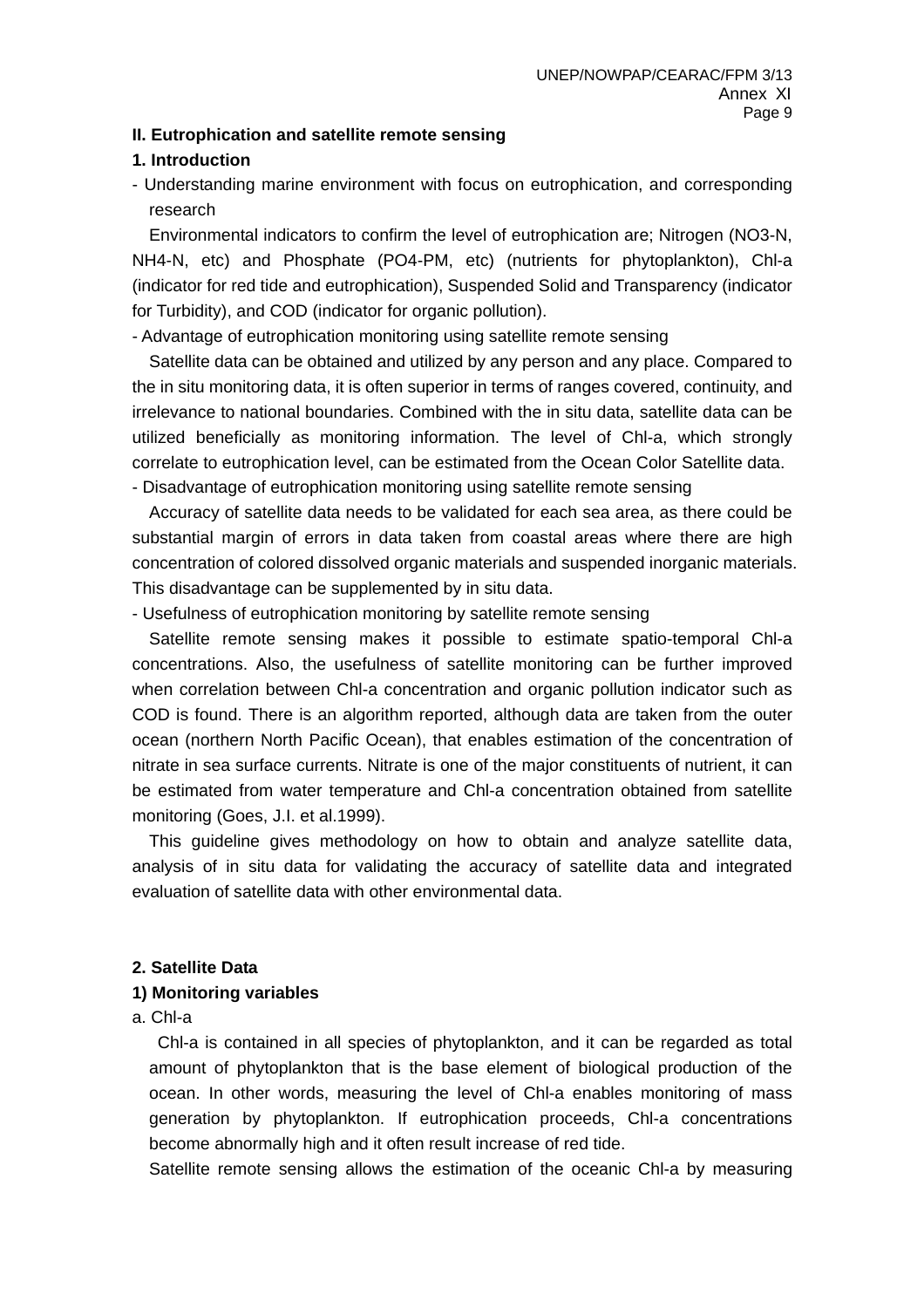**II. Eutrophication and satellite remote sensing**

**1. Introduction**

- Understanding marine environment with focus on eutrophication, and corresponding research

Environmental indicators to confirm the level of eutrophication are; Nitrogen (NO3-N, NH4-N, etc) and Phosphate (PO4-PM, etc) (nutrients for phytoplankton), Chl-a (indicator for red tide and eutrophication), Suspended Solid and Transparency (indicator for Turbidity), and COD (indicator for organic pollution).

- Advantage of eutrophication monitoring using satellite remote sensing

Satellite data can be obtained and utilized by any person and any place. Compared to the in situ monitoring data, it is often superior in terms of ranges covered, continuity, and irrelevance to national boundaries. Combined with the in situ data, satellite data can be utilized beneficially as monitoring information. The level of Chl-a, which strongly correlate to eutrophication level, can be estimated from the Ocean Color Satellite data.

- Disadvantage of eutrophication monitoring using satellite remote sensing

Accuracy of satellite data needs to be validated for each sea area, as there could be substantial margin of errors in data taken from coastal areas where there are high concentration of colored dissolved organic materials and suspended inorganic materials. This disadvantage can be supplemented by in situ data.

- Usefulness of eutrophication monitoring by satellite remote sensing

Satellite remote sensing makes it possible to estimate spatio-temporal Chl-a concentrations. Also, the usefulness of satellite monitoring can be further improved when correlation between Chl-a concentration and organic pollution indicator such as COD is found. There is an algorithm reported, although data are taken from the outer ocean (northern North Pacific Ocean), that enables estimation of the concentration of nitrate in sea surface currents. Nitrate is one of the major constituents of nutrient, it can be estimated from water temperature and Chl-a concentration obtained from satellite monitoring (Goes, J.I. et al.1999).

This guideline gives methodology on how to obtain and analyze satellite data, analysis of in situ data for validating the accuracy of satellite data and integrated evaluation of satellite data with other environmental data.

**2. Satellite Data**

**1) Monitoring variables**

a. Chl-a

Chl-a is contained in all species of phytoplankton, and it can be regarded as total amount of phytoplankton that is the base element of biological production of the ocean. In other words, measuring the level of Chl-a enables monitoring of mass generation by phytoplankton. If eutrophication proceeds, Chl-a concentrations become abnormally high and it often result increase of red tide.

Satellite remote sensing allows the estimation of the oceanic Chl-a by measuring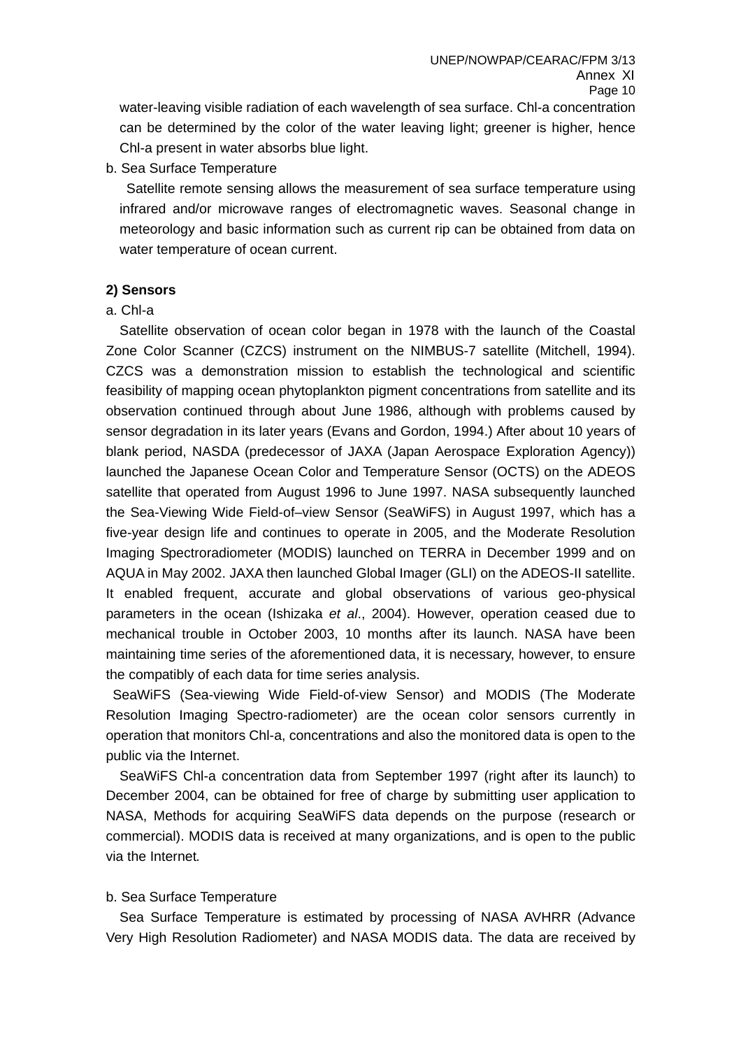water-leaving visible radiation of each wavelength of sea surface. Chl-a concentration can be determined by the color of the water leaving light; greener is higher, hence Chl-a present in water absorbs blue light.

b. Sea Surface Temperature

Satellite remote sensing allows the measurement of sea surface temperature using infrared and/or microwave ranges of electromagnetic waves. Seasonal change in meteorology and basic information such as current rip can be obtained from data on water temperature of ocean current.

**2) Sensors**

a. Chl-a

Satellite observation of ocean color began in 1978 with the launch of the Coastal Zone Color Scanner (CZCS) instrument on the NIMBUS-7 satellite (Mitchell, 1994). CZCS was a demonstration mission to establish the technological and scientific feasibility of mapping ocean phytoplankton pigment concentrations from satellite and its observation continued through about June 1986, although with problems caused by sensor degradation in its later years (Evans and Gordon, 1994.) After about 10 years of blank period, NASDA (predecessor of JAXA (Japan Aerospace Exploration Agency)) launched the Japanese Ocean Color and Temperature Sensor (OCTS) on the ADEOS satellite that operated from August 1996 to June 1997. NASA subsequently launched the Sea-Viewing Wide Field-of–view Sensor (SeaWiFS) in August 1997, which has a five-year design life and continues to operate in 2005, and the Moderate Resolution Imaging Spectroradiometer (MODIS) launched on TERRA in December 1999 and on AQUA in May 2002. JAXA then launched Global Imager (GLI) on the ADEOS-II satellite. It enabled frequent, accurate and global observations of various geo-physical parameters in the ocean (Ishizaka *et al*., 2004). However, operation ceased due to mechanical trouble in October 2003, 10 months after its launch. NASA have been maintaining time series of the aforementioned data, it is necessary, however, to ensure the compatibly of each data for time series analysis.

SeaWiFS (Sea-viewing Wide Field-of-view Sensor) and MODIS (The Moderate Resolution Imaging Spectro-radiometer) are the ocean color sensors currently in operation that monitors Chl-a, concentrations and also the monitored data is open to the public via the Internet.

SeaWiFS Chl-a concentration data from September 1997 (right after its launch) to December 2004, can be obtained for free of charge by submitting user application to NASA, Methods for acquiring SeaWiFS data depends on the purpose (research or commercial). MODIS data is received at many organizations, and is open to the public via the Internet.

b. Sea Surface Temperature

Sea Surface Temperature is estimated by processing of NASA AVHRR (Advance Very High Resolution Radiometer) and NASA MODIS data. The data are received by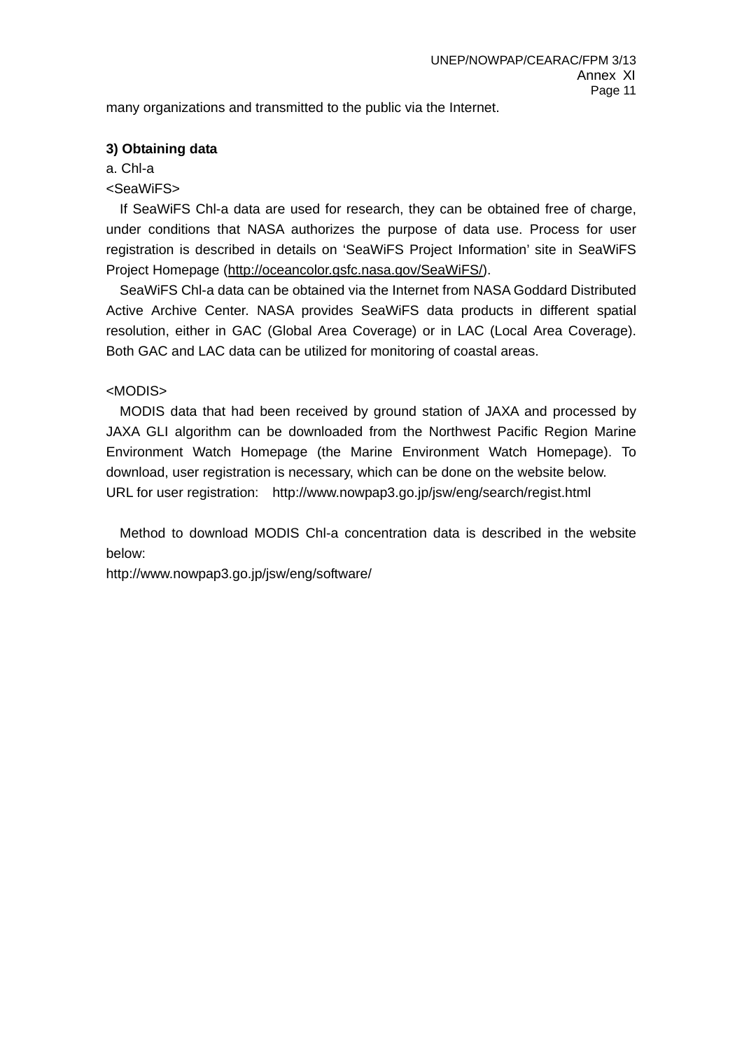many organizations and transmitted to the public via the Internet.

**3) Obtaining data**

a. Chl-a

<SeaWiFS>

If SeaWiFS Chl-a data are used for research, they can be obtained free of charge, under conditions that NASA authorizes the purpose of data use. Process for user registration is described in details on 'SeaWiFS Project Information' site in SeaWiFS Project Homepage (http://oceancolor.gsfc.nasa.gov/SeaWiFS/).

SeaWiFS Chl-a data can be obtained via the Internet from NASA Goddard Distributed Active Archive Center. NASA provides SeaWiFS data products in different spatial resolution, either in GAC (Global Area Coverage) or in LAC (Local Area Coverage). Both GAC and LAC data can be utilized for monitoring of coastal areas.

<MODIS>

MODIS data that had been received by ground station of JAXA and processed by JAXA GLI algorithm can be downloaded from the Northwest Pacific Region Marine Environment Watch Homepage (the Marine Environment Watch Homepage). To download, user registration is necessary, which can be done on the website below.

URL for user registration: http://www.nowpap3.go.jp/jsw/eng/search/regist.html

Method to download MODIS Chl-a concentration data is described in the website below:

http://www.nowpap3.go.jp/jsw/eng/software/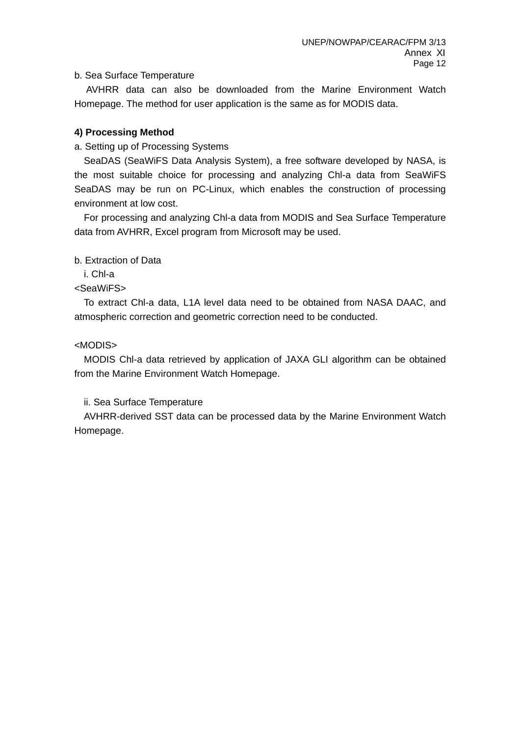b. Sea Surface Temperature

AVHRR data can also be downloaded from the Marine Environment Watch Homepage. The method for user application is the same as for MODIS data.

**4) Processing Method**

a. Setting up of Processing Systems

SeaDAS (SeaWiFS Data Analysis System), a free software developed by NASA, is the most suitable choice for processing and analyzing Chl-a data from SeaWiFS SeaDAS may be run on PC-Linux, which enables the construction of processing environment at low cost.

For processing and analyzing Chl-a data from MODIS and Sea Surface Temperature data from AVHRR, Excel program from Microsoft may be used.

b. Extraction of Data

i. Chl-a

<SeaWiFS>

To extract Chl-a data, L1A level data need to be obtained from NASA DAAC, and atmospheric correction and geometric correction need to be conducted.

<MODIS>

MODIS Chl-a data retrieved by application of JAXA GLI algorithm can be obtained from the Marine Environment Watch Homepage.

ii. Sea Surface Temperature

AVHRR-derived SST data can be processed data by the Marine Environment Watch Homepage.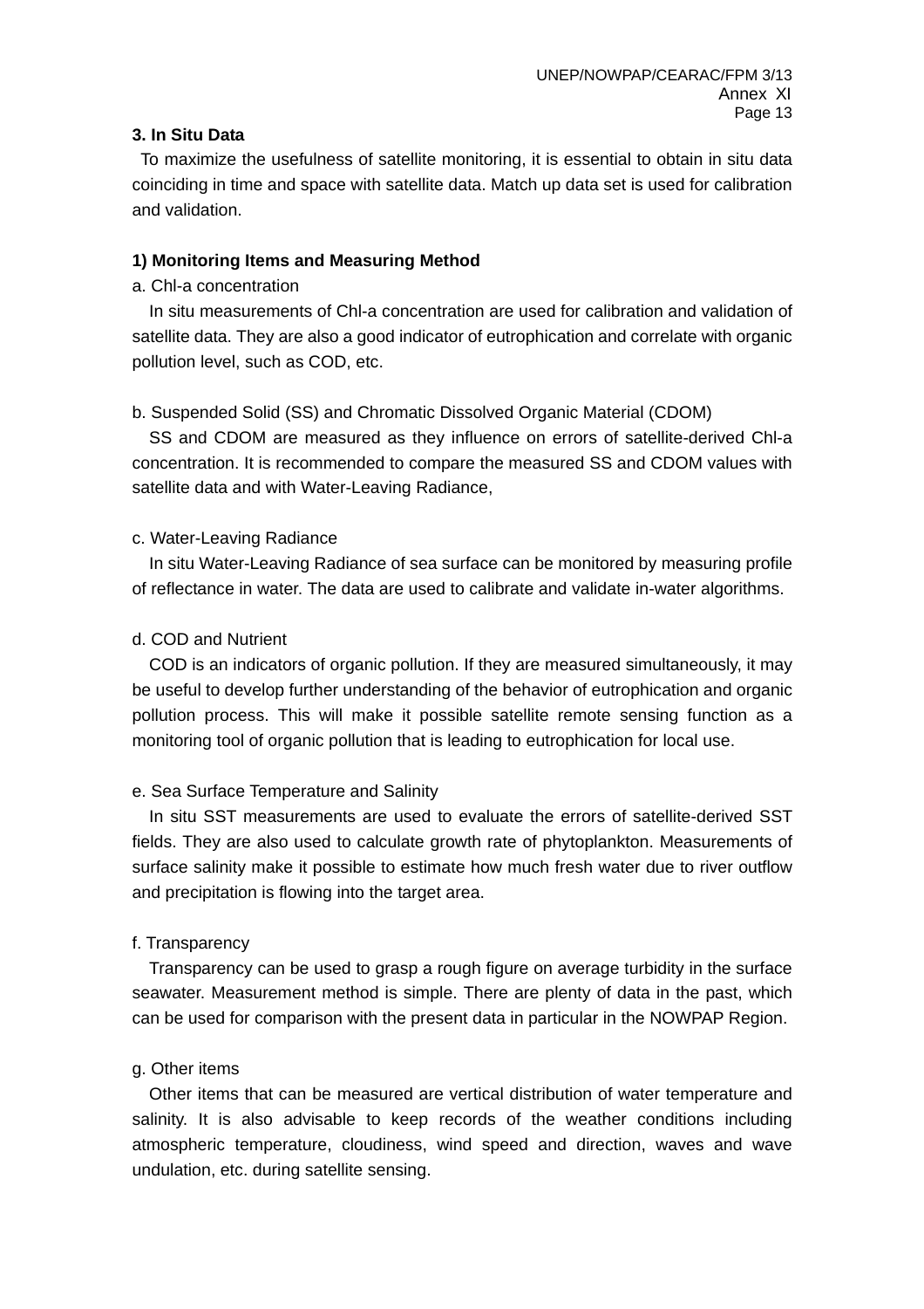### 3. In Situ Data

To maximize the usefulness of satellite monitoring, it is essential to obtain in situ data coinciding in time and space with satellite data. Match up data set is used for calibration and validation.

#### 1) Monitoring Items and Measuring Method

a. Chl-a concentration

In situ measurements of Chl-a concentration are used for calibration and validation of satellite data. They are also a good indicator of eutrophication and correlate with organic pollution level, such as COD, etc.

b. Suspended Solid (SS) and Chromatic Dissolved Organic Material (CDOM)

SS and CDOM are measured as they influence on errors of satellite-derived Chl-a concentration. It is recommended to compare the measured SS and CDOM values with satellite data and with Water-Leaving Radiance,

c. Water-Leaving Radiance

In situ Water-Leaving Radiance of sea surface can be monitored by measuring profile of reflectance in water. The data are used to calibrate and validate in-water algorithms.

d. COD and Nutrient

COD is an indicators of organic pollution. If they are measured simultaneously, it may be useful to develop further understanding of the behavior of eutrophication and organic pollution process. This will make it possible satellite remote sensing function as a monitoring tool of organic pollution that is leading to eutrophication for local use.

e. Sea Surface Temperature and Salinity

In situ SST measurements are used to evaluate the errors of satellite-derived SST fields. They are also used to calculate growth rate of phytoplankton. Measurements of surface salinity make it possible to estimate how much fresh water due to river outflow and precipitation is flowing into the target area.

f. Transparency

Transparency can be used to grasp a rough figure on average turbidity in the surface seawater. Measurement method is simple. There are plenty of data in the past, which can be used for comparison with the present data in particular in the NOWPAP Region.

g. Other items

Other items that can be measured are vertical distribution of water temperature and salinity. It is also advisable to keep records of the weather conditions including atmospheric temperature, cloudiness, wind speed and direction, waves and wave undulation, etc. during satellite sensing.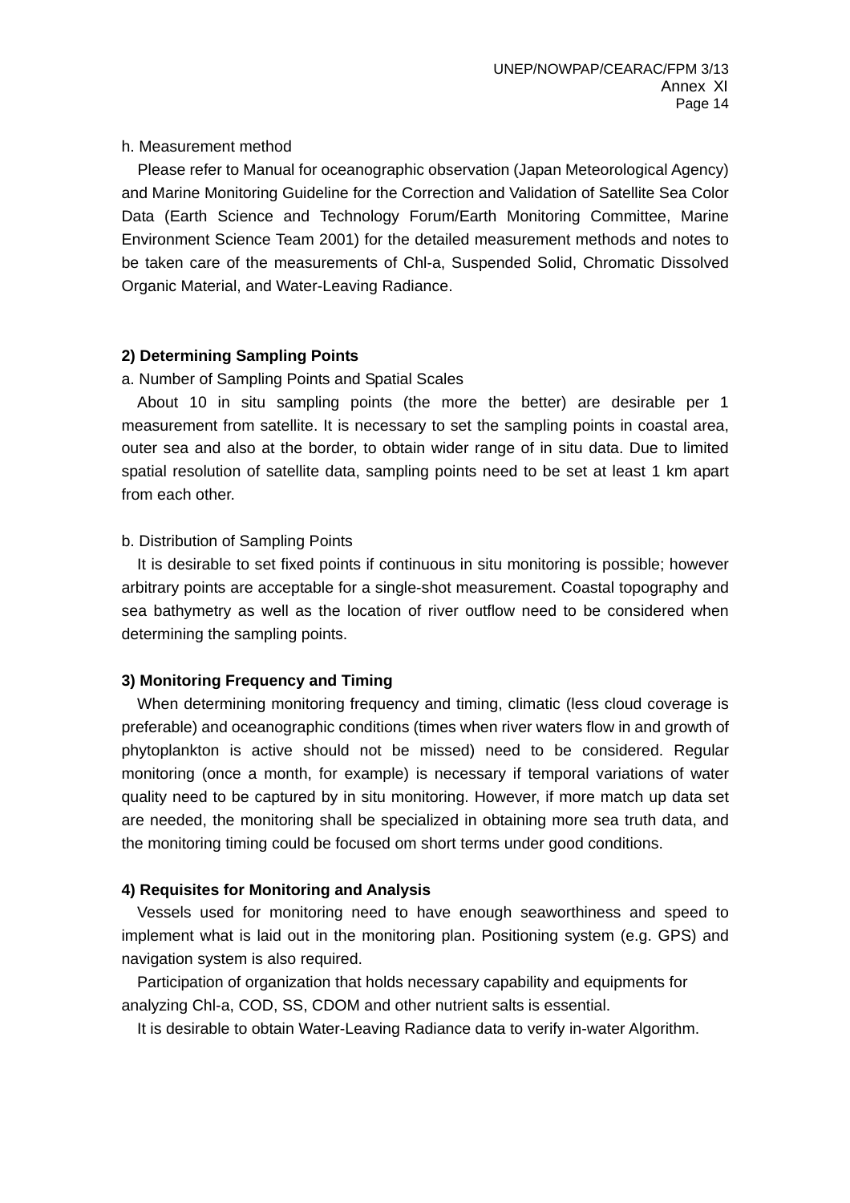h. Measurement method

Please refer to Manual for oceanographic observation (Japan Meteorological Agency) and Marine Monitoring Guideline for the Correction and Validation of Satellite Sea Color Data (Earth Science and Technology Forum/Earth Monitoring Committee, Marine Environment Science Team 2001) for the detailed measurement methods and notes to be taken care of the measurements of Chl-a, Suspended Solid, Chromatic Dissolved Organic Material, and Water-Leaving Radiance.

**2) Determining Sampling Points**

a. Number of Sampling Points and Spatial Scales

About 10 in situ sampling points (the more the better) are desirable per 1 measurement from satellite. It is necessary to set the sampling points in coastal area, outer sea and also at the border, to obtain wider range of in situ data. Due to limited spatial resolution of satellite data, sampling points need to be set at least 1 km apart from each other.

b. Distribution of Sampling Points

It is desirable to set fixed points if continuous in situ monitoring is possible; however arbitrary points are acceptable for a single-shot measurement. Coastal topography and sea bathymetry as well as the location of river outflow need to be considered when determining the sampling points.

**3) Monitoring Frequency and Timing**

When determining monitoring frequency and timing, climatic (less cloud coverage is preferable) and oceanographic conditions (times when river waters flow in and growth of phytoplankton is active should not be missed) need to be considered. Regular monitoring (once a month, for example) is necessary if temporal variations of water quality need to be captured by in situ monitoring. However, if more match up data set are needed, the monitoring shall be specialized in obtaining more sea truth data, and the monitoring timing could be focused om short terms under good conditions.

**4) Requisites for Monitoring and Analysis**

Vessels used for monitoring need to have enough seaworthiness and speed to implement what is laid out in the monitoring plan. Positioning system (e.g. GPS) and navigation system is also required.

Participation of organization that holds necessary capability and equipments for analyzing Chl-a, COD, SS, CDOM and other nutrient salts is essential.

It is desirable to obtain Water-Leaving Radiance data to verify in-water Algorithm.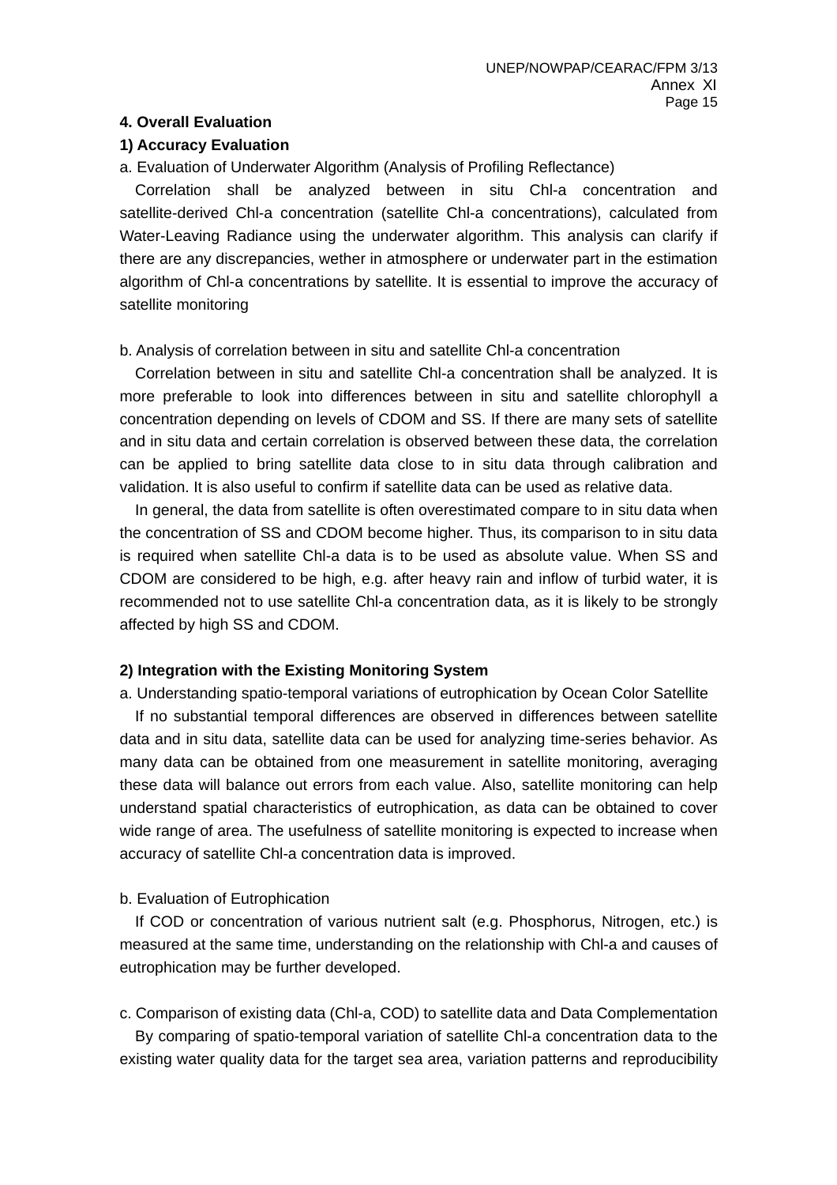**4. Overall Evaluation**

**1) Accuracy Evaluation**

a. Evaluation of Underwater Algorithm (Analysis of Profiling Reflectance)

Correlation shall be analyzed between in situ Chl-a concentration and satellite-derived Chl-a concentration (satellite Chl-a concentrations), calculated from Water-Leaving Radiance using the underwater algorithm. This analysis can clarify if there are any discrepancies, wether in atmosphere or underwater part in the estimation algorithm of Chl-a concentrations by satellite. It is essential to improve the accuracy of satellite monitoring

b. Analysis of correlation between in situ and satellite Chl-a concentration

Correlation between in situ and satellite Chl-a concentration shall be analyzed. It is more preferable to look into differences between in situ and satellite chlorophyll a concentration depending on levels of CDOM and SS. If there are many sets of satellite and in situ data and certain correlation is observed between these data, the correlation can be applied to bring satellite data close to in situ data through calibration and validation. It is also useful to confirm if satellite data can be used as relative data.

In general, the data from satellite is often overestimated compare to in situ data when the concentration of SS and CDOM become higher. Thus, its comparison to in situ data is required when satellite Chl-a data is to be used as absolute value. When SS and CDOM are considered to be high, e.g. after heavy rain and inflow of turbid water, it is recommended not to use satellite Chl-a concentration data, as it is likely to be strongly affected by high SS and CDOM.

**2) Integration with the Existing Monitoring System**

a. Understanding spatio-temporal variations of eutrophication by Ocean Color Satellite

If no substantial temporal differences are observed in differences between satellite data and in situ data, satellite data can be used for analyzing time-series behavior. As many data can be obtained from one measurement in satellite monitoring, averaging these data will balance out errors from each value. Also, satellite monitoring can help understand spatial characteristics of eutrophication, as data can be obtained to cover wide range of area. The usefulness of satellite monitoring is expected to increase when accuracy of satellite Chl-a concentration data is improved.

b. Evaluation of Eutrophication

If COD or concentration of various nutrient salt (e.g. Phosphorus, Nitrogen, etc.) is measured at the same time, understanding on the relationship with Chl-a and causes of eutrophication may be further developed.

c. Comparison of existing data (Chl-a, COD) to satellite data and Data Complementation

By comparing of spatio-temporal variation of satellite Chl-a concentration data to the existing water quality data for the target sea area, variation patterns and reproducibility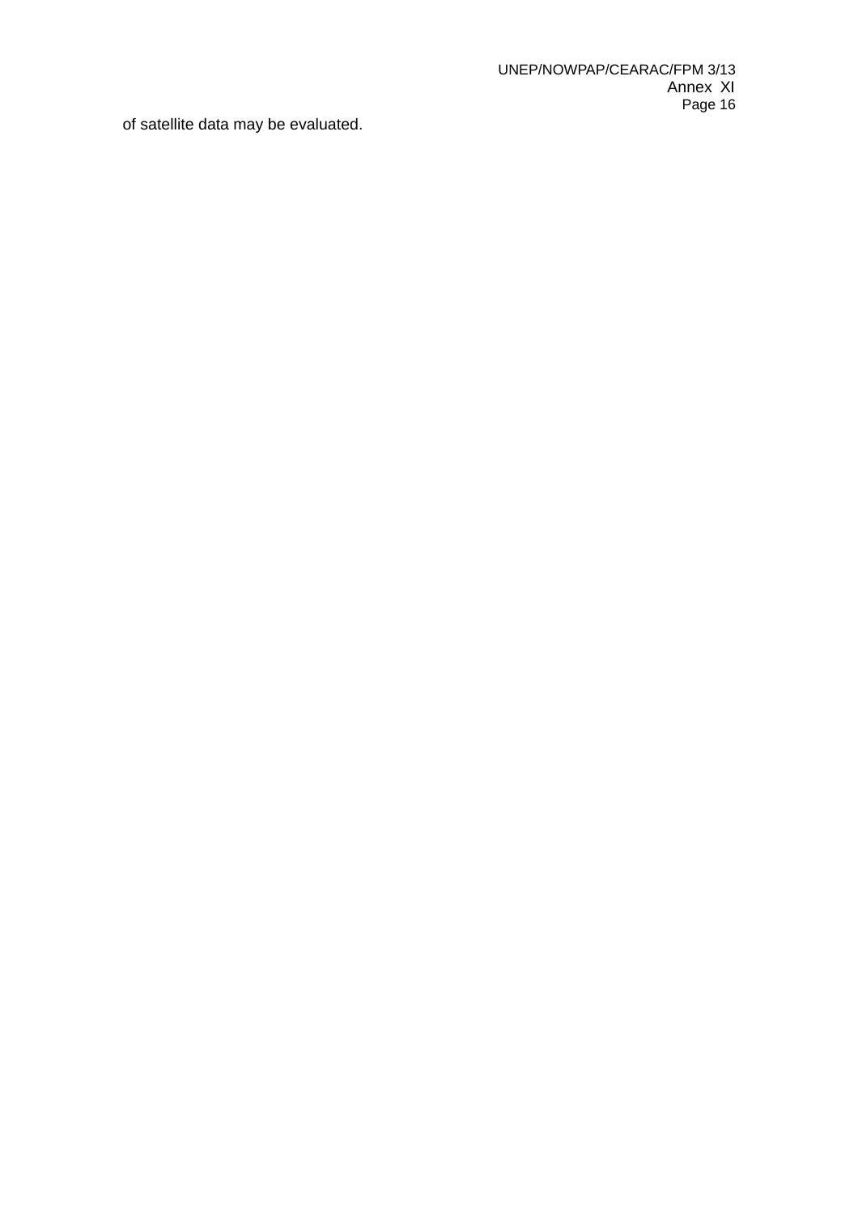of satellite data may be evaluated.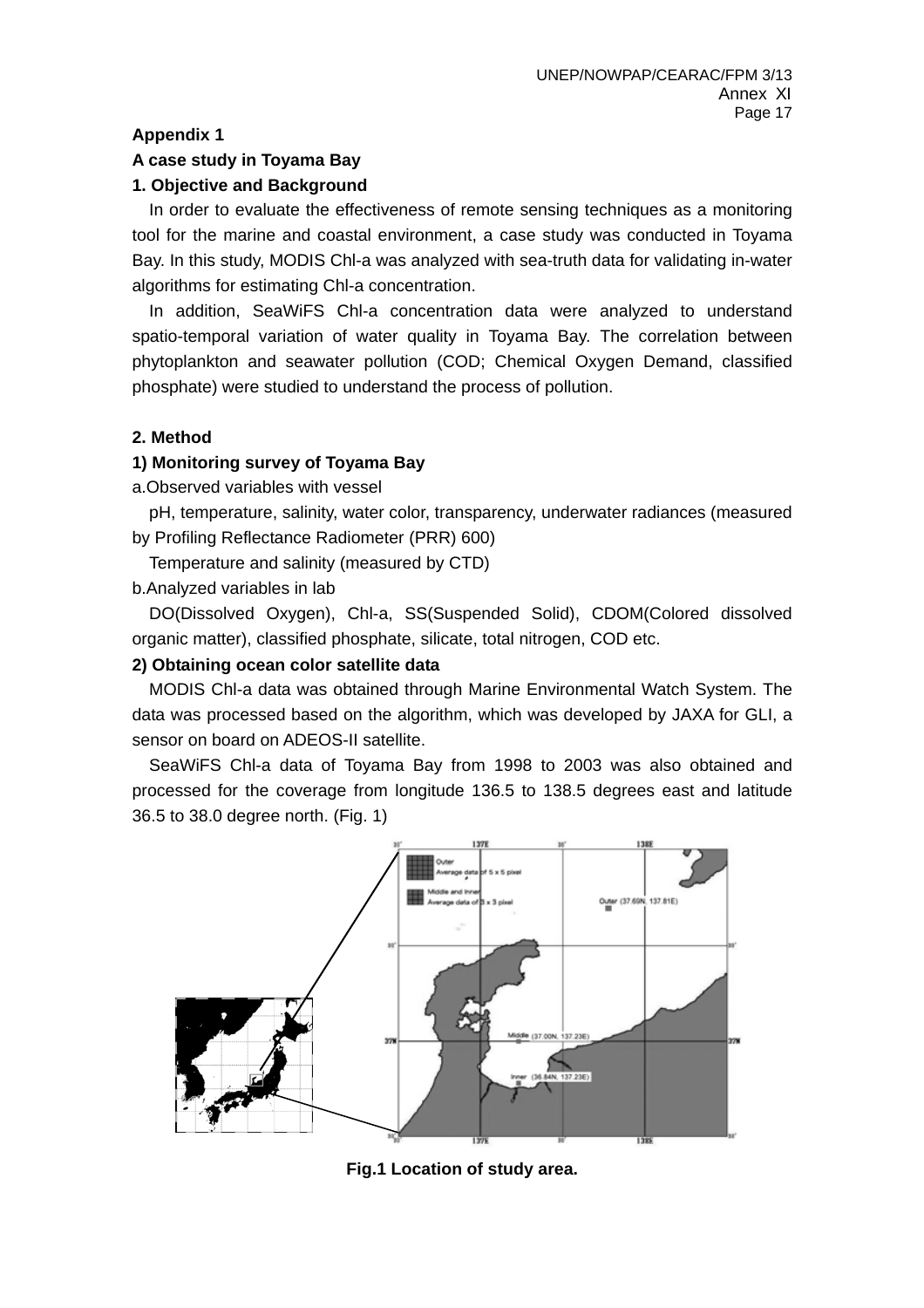**Appendix 1**

**A case study in Toyama Bay**

**1. Objective and Background**

In order to evaluate the effectiveness of remote sensing techniques as a monitoring tool for the marine and coastal environment, a case study was conducted in Toyama Bay. In this study, MODIS Chl-a was analyzed with sea-truth data for validating in-water algorithms for estimating Chl-a concentration.

In addition, SeaWiFS Chl-a concentration data were analyzed to understand spatio-temporal variation of water quality in Toyama Bay. The correlation between phytoplankton and seawater pollution (COD; Chemical Oxygen Demand, classified phosphate) were studied to understand the process of pollution.

**2. Method**

**1) Monitoring survey of Toyama Bay**

a.Observed variables with vessel

pH, temperature, salinity, water color, transparency, underwater radiances (measured by Profiling Reflectance Radiometer (PRR) 600)

Temperature and salinity (measured by CTD)

b.Analyzed variables in lab

DO(Dissolved Oxygen), Chl-a, SS(Suspended Solid), CDOM(Colored dissolved organic matter), classified phosphate, silicate, total nitrogen, COD etc.

**2) Obtaining ocean color satellite data**

MODIS Chl-a data was obtained through Marine Environmental Watch System. The data was processed based on the algorithm, which was developed by JAXA for GLI, a sensor on board on ADEOS-II satellite.

SeaWiFS Chl-a data of Toyama Bay from 1998 to 2003 was also obtained and processed for the coverage from longitude 136.5 to 138.5 degrees east and latitude 36.5 to 38.0 degree north. (Fig. 1)

**Fig.1 Location of study area.**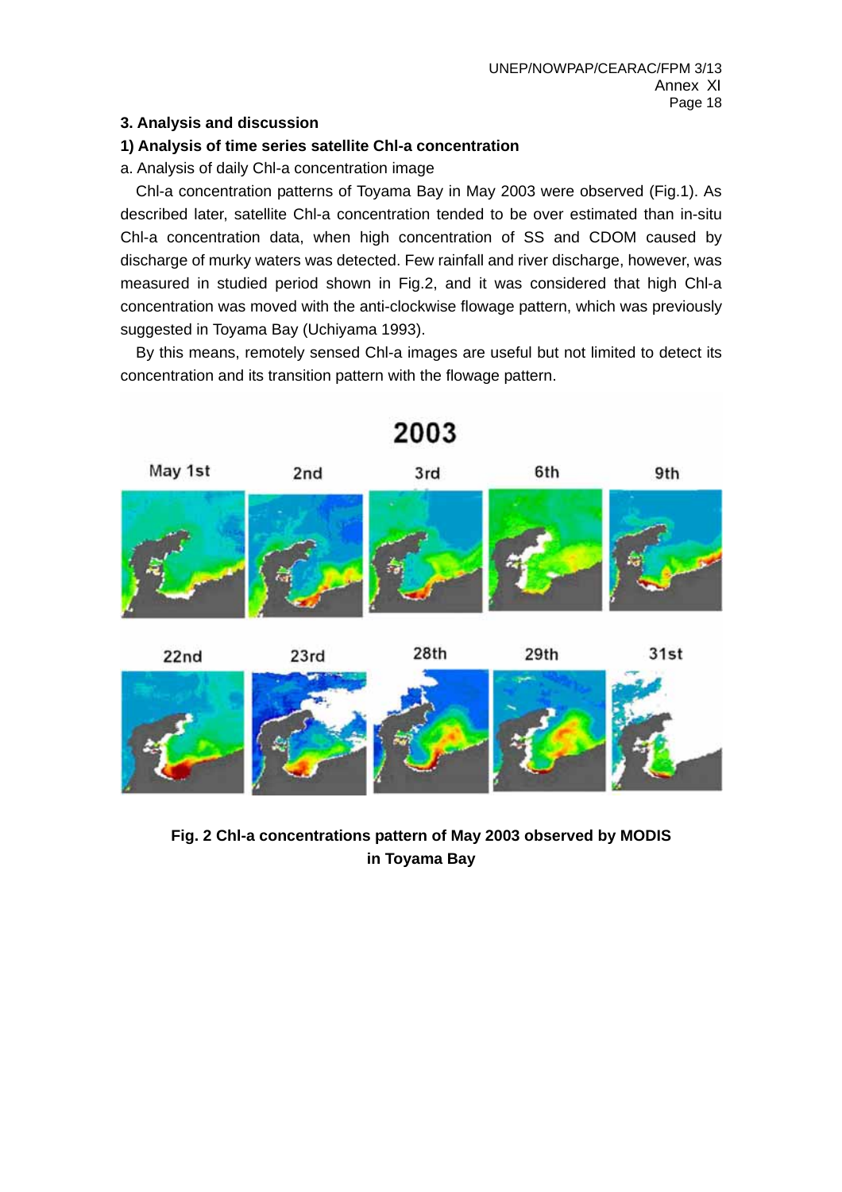### 3. Analysis and discussion

#### 1) Analysis of time series satellite Chl-a concentration

a. Analysis of daily Chl-a concentration image

Chl-a concentration patterns of Toyama Bay in May 2003 were observed (Fig.1). As described later, satellite Chl-a concentration tended to be over estimated than in-situ Chl-a concentration data, when high concentration of SS and CDOM caused by discharge of murky waters was detected. Few rainfall and river discharge, however, was measured in studied period shown in Fig.2, and it was considered that high Chl-a concentration was moved with the anti-clockwise flowage pattern, which was previously suggested in Toyama Bay (Uchiyama 1993).

By this means, remotely sensed Chl-a images are useful but not limited to detect its concentration and its transition pattern with the flowage pattern.

**Fig. 2 Chl-a concentrations pattern of May 2003 observed by MODIS in Toyama Bay**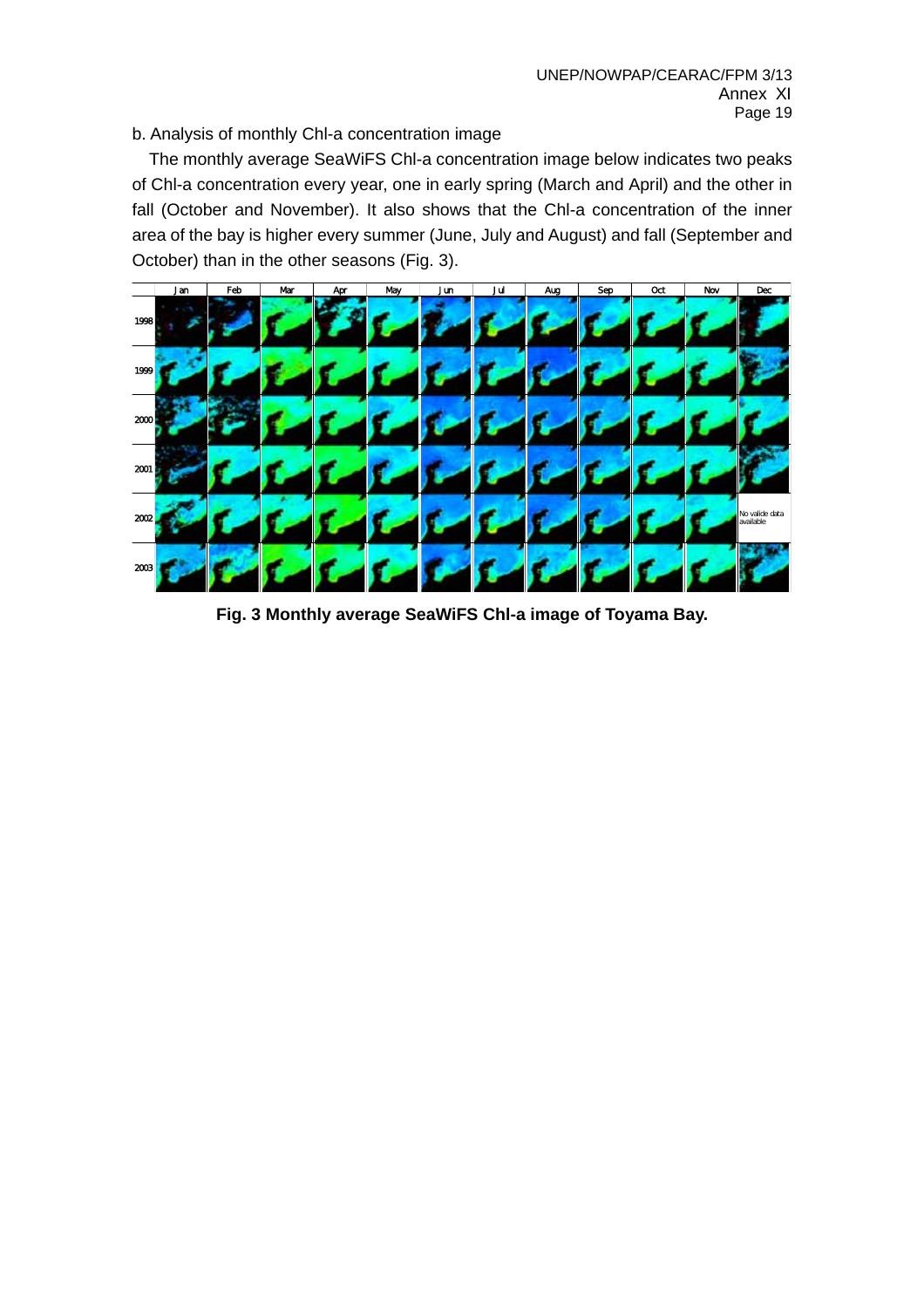b. Analysis of monthly Chl-a concentration image

The monthly average SeaWiFS Chl-a concentration image below indicates two peaks of Chl-a concentration every year, one in early spring (March and April) and the other in fall (October and November). It also shows that the Chl-a concentration of the inner area of the bay is higher every summer (June, July and August) and fall (September and October) than in the other seasons (Fig. 3).

**Fig. 3 Monthly average SeaWiFS Chl-a image of Toyama Bay.**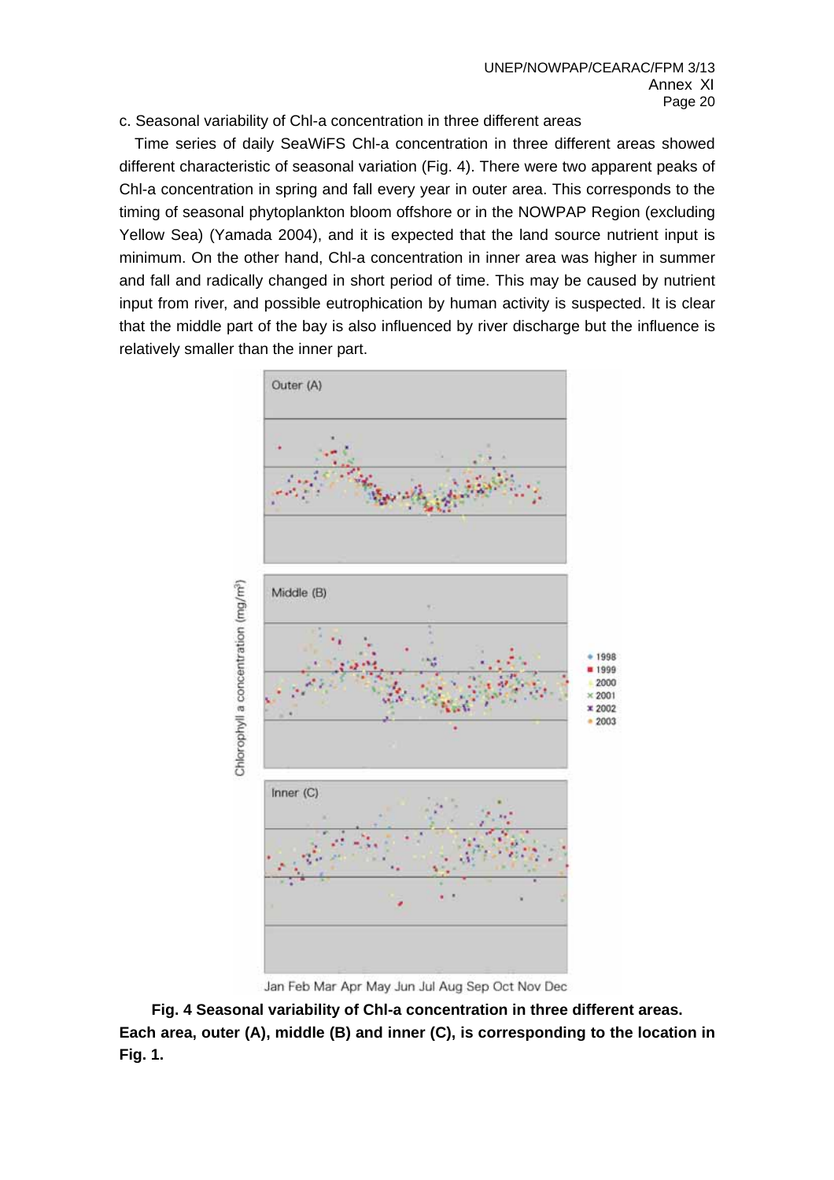c. Seasonal variability of Chl-a concentration in three different areas

Time series of daily SeaWiFS Chl-a concentration in three different areas showed different characteristic of seasonal variation (Fig. 4). There were two apparent peaks of Chl-a concentration in spring and fall every year in outer area. This corresponds to the timing of seasonal phytoplankton bloom offshore or in the NOWPAP Region (excluding Yellow Sea) (Yamada 2004), and it is expected that the land source nutrient input is minimum. On the other hand, Chl-a concentration in inner area was higher in summer and fall and radically changed in short period of time. This may be caused by nutrient input from river, and possible eutrophication by human activity is suspected. It is clear that the middle part of the bay is also influenced by river discharge but the influence is relatively smaller than the inner part.

**Fig. 4 Seasonal variability of Chl-a concentration in three different areas. Each area, outer (A), middle (B) and inner (C), is corresponding to the location in Fig. 1.**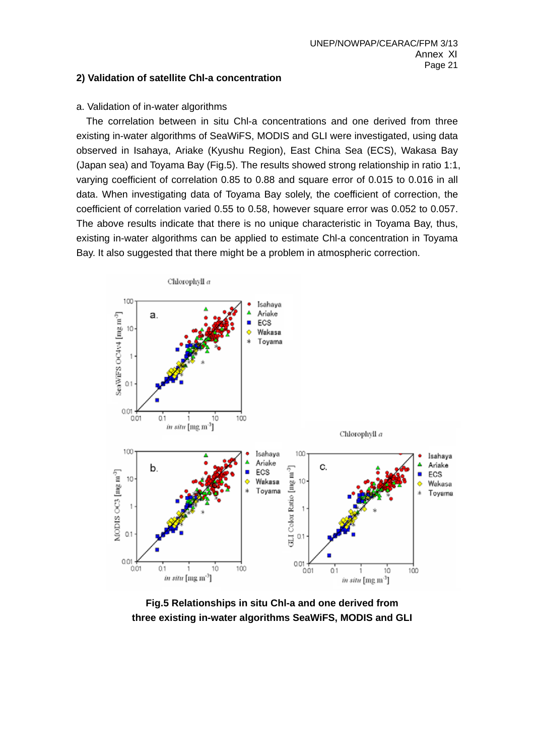**2) Validation of satellite Chl-a concentration**

a. Validation of in-water algorithms

The correlation between in situ Chl-a concentrations and one derived from three existing in-water algorithms of SeaWiFS, MODIS and GLI were investigated, using data observed in Isahaya, Ariake (Kyushu Region), East China Sea (ECS), Wakasa Bay (Japan sea) and Toyama Bay (Fig.5). The results showed strong relationship in ratio 1:1, varying coefficient of correlation 0.85 to 0.88 and square error of 0.015 to 0.016 in all data. When investigating data of Toyama Bay solely, the coefficient of correction, the coefficient of correlation varied 0.55 to 0.58, however square error was 0.052 to 0.057. The above results indicate that there is no unique characteristic in Toyama Bay, thus, existing in-water algorithms can be applied to estimate Chl-a concentration in Toyama Bay. It also suggested that there might be a problem in atmospheric correction.

**Fig.5 Relationships in situ Chl-a and one derived from three existing in-water algorithms SeaWiFS, MODIS and GLI**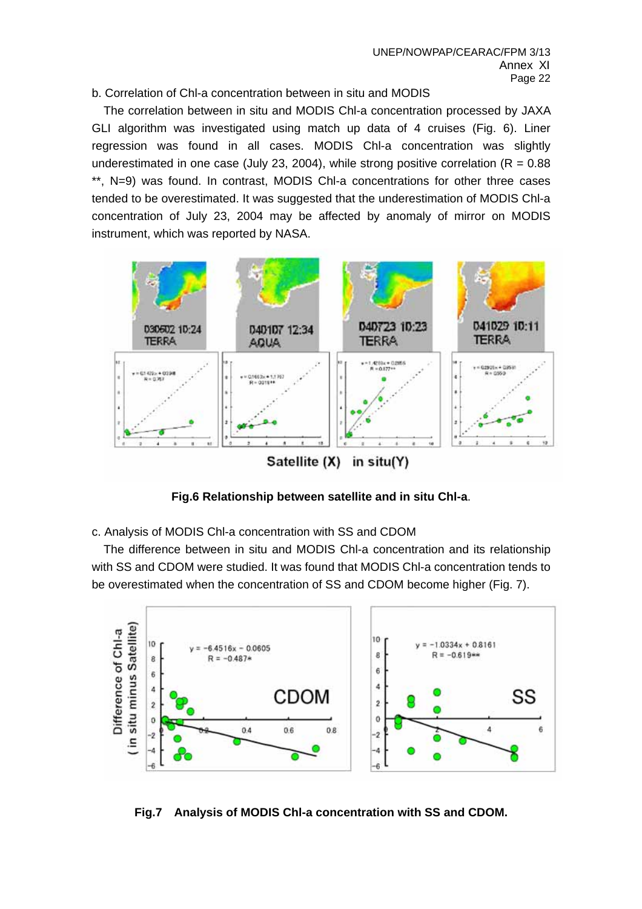b. Correlation of Chl-a concentration between in situ and MODIS

The correlation between in situ and MODIS Chl-a concentration processed by JAXA GLI algorithm was investigated using match up data of 4 cruises (Fig. 6). Liner regression was found in all cases. MODIS Chl-a concentration was slightly underestimated in one case (July 23, 2004), while strong positive correlation ($R = 0.88$ **, $N=9$) was found. In contrast, MODIS Chl-a concentrations for other three cases tended to be overestimated. It was suggested that the underestimation of MODIS Chl-a concentration of July 23, 2004 may be affected by anomaly of mirror on MODIS instrument, which was reported by NASA.

**Fig.6 Relationship between satellite and in situ Chl-a**.

c. Analysis of MODIS Chl-a concentration with SS and CDOM

The difference between in situ and MODIS Chl-a concentration and its relationship with SS and CDOM were studied. It was found that MODIS Chl-a concentration tends to be overestimated when the concentration of SS and CDOM become higher (Fig. 7).

**Fig.7 Analysis of MODIS Chl-a concentration with SS and CDOM.**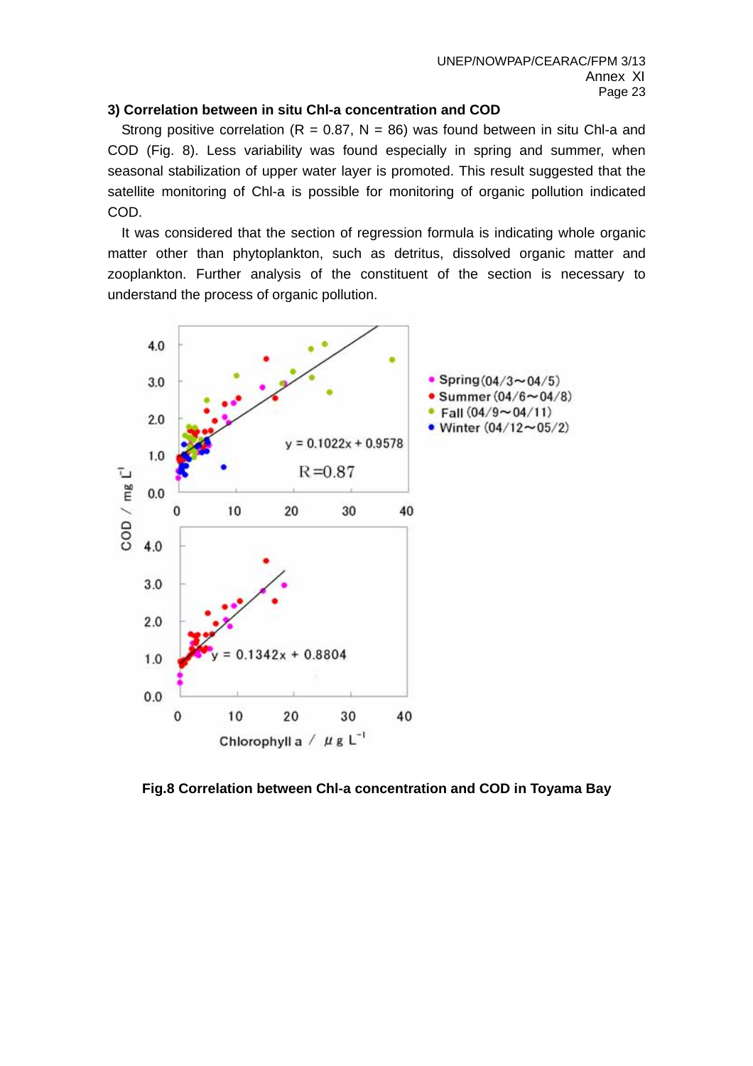### 3) Correlation between in situ Chl-a concentration and COD

Strong positive correlation ($R = 0.87$, $N = 86$) was found between in situ Chl-a and COD (Fig. 8). Less variability was found especially in spring and summer, when seasonal stabilization of upper water layer is promoted. This result suggested that the satellite monitoring of Chl-a is possible for monitoring of organic pollution indicated COD.

It was considered that the section of regression formula is indicating whole organic matter other than phytoplankton, such as detritus, dissolved organic matter and zooplankton. Further analysis of the constituent of the section is necessary to understand the process of organic pollution.

**Fig.8 Correlation between Chl-a concentration and COD in Toyama Bay**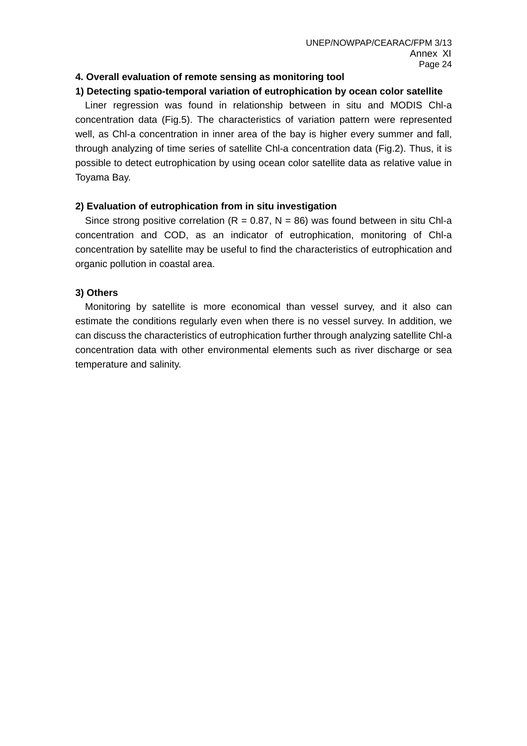## 4. Overall evaluation of remote sensing as monitoring tool

### 1) Detecting spatio-temporal variation of eutrophication by ocean color satellite

Liner regression was found in relationship between in situ and MODIS Chl-a concentration data (Fig.5). The characteristics of variation pattern were represented well, as Chl-a concentration in inner area of the bay is higher every summer and fall, through analyzing of time series of satellite Chl-a concentration data (Fig.2). Thus, it is possible to detect eutrophication by using ocean color satellite data as relative value in Toyama Bay.

### 2) Evaluation of eutrophication from in situ investigation

Since strong positive correlation ($R = 0.87$, $N = 86$) was found between in situ Chl-a concentration and COD, as an indicator of eutrophication, monitoring of Chl-a concentration by satellite may be useful to find the characteristics of eutrophication and organic pollution in coastal area.

### 3) Others

Monitoring by satellite is more economical than vessel survey, and it also can estimate the conditions regularly even when there is no vessel survey. In addition, we can discuss the characteristics of eutrophication further through analyzing satellite Chl-a concentration data with other environmental elements such as river discharge or sea temperature and salinity.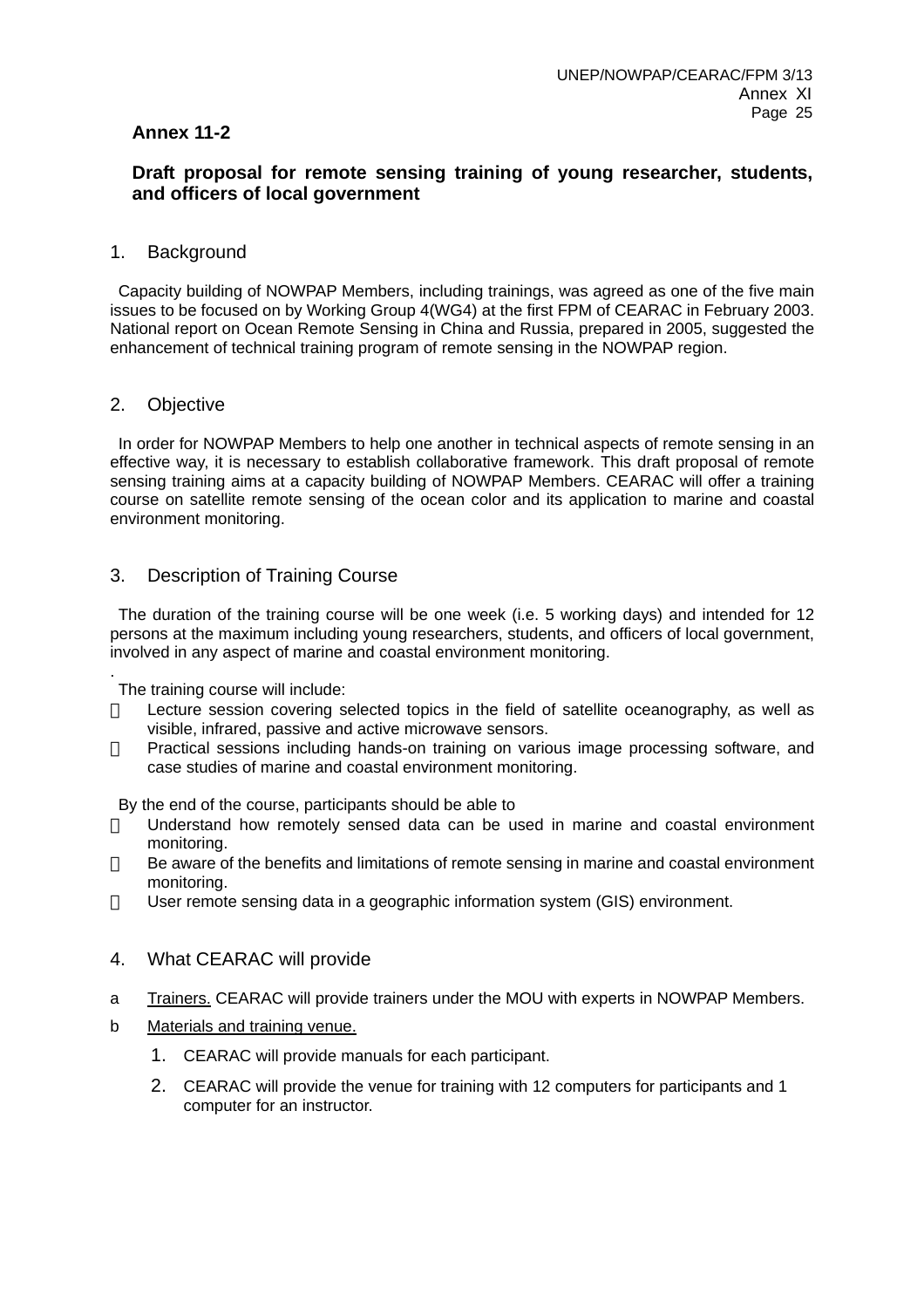## Annex 11-2

### Draft proposal for remote sensing training of young researcher, students, and officers of local government

## 1. Background

Capacity building of NOWPAP Members, including trainings, was agreed as one of the five main issues to be focused on by Working Group 4(WG4) at the first FPM of CEARAC in February 2003. National report on Ocean Remote Sensing in China and Russia, prepared in 2005, suggested the enhancement of technical training program of remote sensing in the NOWPAP region.

## 2. Objective

In order for NOWPAP Members to help one another in technical aspects of remote sensing in an effective way, it is necessary to establish collaborative framework. This draft proposal of remote sensing training aims at a capacity building of NOWPAP Members. CEARAC will offer a training course on satellite remote sensing of the ocean color and its application to marine and coastal environment monitoring.

## 3. Description of Training Course

The duration of the training course will be one week (i.e. 5 working days) and intended for 12 persons at the maximum including young researchers, students, and officers of local government, involved in any aspect of marine and coastal environment monitoring.
.

The training course will include:

- Lecture session covering selected topics in the field of satellite oceanography, as well as visible, infrared, passive and active microwave sensors.
- Practical sessions including hands-on training on various image processing software, and case studies of marine and coastal environment monitoring.

By the end of the course, participants should be able to

- Understand how remotely sensed data can be used in marine and coastal environment monitoring.
- Be aware of the benefits and limitations of remote sensing in marine and coastal environment monitoring.
- User remote sensing data in a geographic information system (GIS) environment.

## 4. What CEARAC will provide

a. Trainers. CEARAC will provide trainers under the MOU with experts in NOWPAP Members.

b. Materials and training venue.

1. CEARAC will provide manuals for each participant.
2. CEARAC will provide the venue for training with 12 computers for participants and 1 computer for an instructor.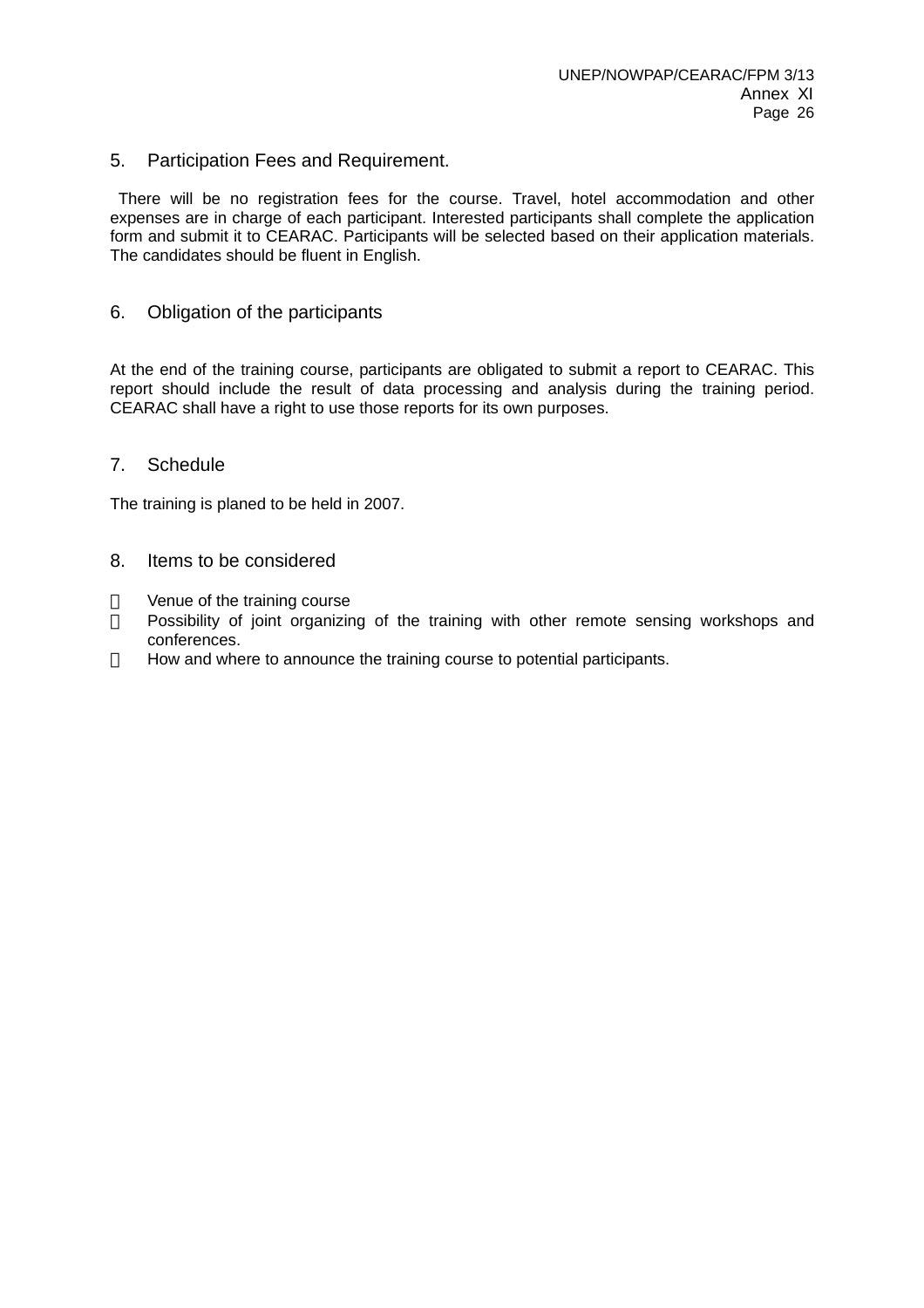## 5. Participation Fees and Requirement.

There will be no registration fees for the course. Travel, hotel accommodation and other expenses are in charge of each participant. Interested participants shall complete the application form and submit it to CEARAC. Participants will be selected based on their application materials. The candidates should be fluent in English.

## 6. Obligation of the participants

At the end of the training course, participants are obligated to submit a report to CEARAC. This report should include the result of data processing and analysis during the training period. CEARAC shall have a right to use those reports for its own purposes.

## 7. Schedule

The training is planed to be held in 2007.

## 8. Items to be considered

- Venue of the training course
- Possibility of joint organizing of the training with other remote sensing workshops and conferences.
- How and where to announce the training course to potential participants.